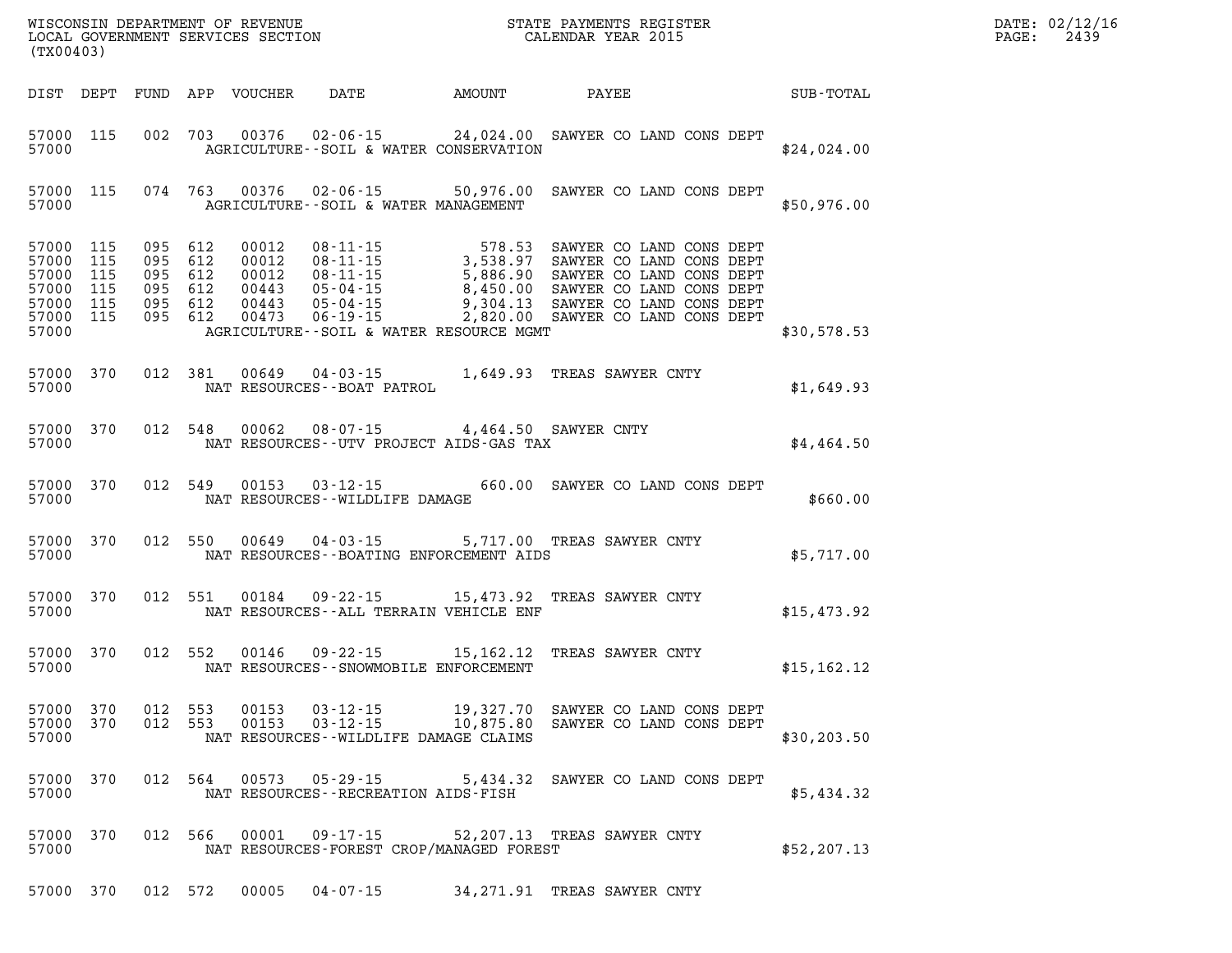WISCONSIN DEPARTMENT OF REVENUE
LOCAL GOVERNMENT SERVICES SECTION
(TX00403)

STATE PAYMENTS REGISTER
CALENDAR YEAR 2015

DATE: 02/12/16
PAGE: 2439

| DIST | DEPT | FUND | APP | VOUCHER | DATE | AMOUNT | PAYEE | SUB-TOTAL |
|---|---|---|---|---|---|---|---|---|
| 57000 | 115 | 002 | 703 | 00376 | 02-06-15 | 24,024.00 | SAWYER CO LAND CONS DEPT | |
| 57000 | | | | | AGRICULTURE--SOIL & WATER CONSERVATION | | | $24,024.00 |
| 57000 | 115 | 074 | 763 | 00376 | 02-06-15 | 50,976.00 | SAWYER CO LAND CONS DEPT | |
| 57000 | | | | | AGRICULTURE--SOIL & WATER MANAGEMENT | | | $50,976.00 |
| 57000 | 115 | 095 | 612 | 00012 | 08-11-15 | 578.53 | SAWYER CO LAND CONS DEPT | |
| 57000 | 115 | 095 | 612 | 00012 | 08-11-15 | 3,538.97 | SAWYER CO LAND CONS DEPT | |
| 57000 | 115 | 095 | 612 | 00012 | 08-11-15 | 5,886.90 | SAWYER CO LAND CONS DEPT | |
| 57000 | 115 | 095 | 612 | 00443 | 05-04-15 | 8,450.00 | SAWYER CO LAND CONS DEPT | |
| 57000 | 115 | 095 | 612 | 00443 | 05-04-15 | 9,304.13 | SAWYER CO LAND CONS DEPT | |
| 57000 | 115 | 095 | 612 | 00473 | 06-19-15 | 2,820.00 | SAWYER CO LAND CONS DEPT | |
| 57000 | | | | | AGRICULTURE--SOIL & WATER RESOURCE MGMT | | | $30,578.53 |
| 57000 | 370 | 012 | 381 | 00649 | 04-03-15 | 1,649.93 | TREAS SAWYER CNTY | |
| 57000 | | | | | NAT RESOURCES--BOAT PATROL | | | $1,649.93 |
| 57000 | 370 | 012 | 548 | 00062 | 08-07-15 | 4,464.50 | SAWYER CNTY | |
| 57000 | | | | | NAT RESOURCES--UTV PROJECT AIDS-GAS TAX | | | $4,464.50 |
| 57000 | 370 | 012 | 549 | 00153 | 03-12-15 | 660.00 | SAWYER CO LAND CONS DEPT | |
| 57000 | | | | | NAT RESOURCES--WILDLIFE DAMAGE | | | $660.00 |
| 57000 | 370 | 012 | 550 | 00649 | 04-03-15 | 5,717.00 | TREAS SAWYER CNTY | |
| 57000 | | | | | NAT RESOURCES--BOATING ENFORCEMENT AIDS | | | $5,717.00 |
| 57000 | 370 | 012 | 551 | 00184 | 09-22-15 | 15,473.92 | TREAS SAWYER CNTY | |
| 57000 | | | | | NAT RESOURCES--ALL TERRAIN VEHICLE ENF | | | $15,473.92 |
| 57000 | 370 | 012 | 552 | 00146 | 09-22-15 | 15,162.12 | TREAS SAWYER CNTY | |
| 57000 | | | | | NAT RESOURCES--SNOWMOBILE ENFORCEMENT | | | $15,162.12 |
| 57000 | 370 | 012 | 553 | 00153 | 03-12-15 | 19,327.70 | SAWYER CO LAND CONS DEPT | |
| 57000 | 370 | 012 | 553 | 00153 | 03-12-15 | 10,875.80 | SAWYER CO LAND CONS DEPT | |
| 57000 | | | | | NAT RESOURCES--WILDLIFE DAMAGE CLAIMS | | | $30,203.50 |
| 57000 | 370 | 012 | 564 | 00573 | 05-29-15 | 5,434.32 | SAWYER CO LAND CONS DEPT | |
| 57000 | | | | | NAT RESOURCES--RECREATION AIDS-FISH | | | $5,434.32 |
| 57000 | 370 | 012 | 566 | 00001 | 09-17-15 | 52,207.13 | TREAS SAWYER CNTY | |
| 57000 | | | | | NAT RESOURCES-FOREST CROP/MANAGED FOREST | | | $52,207.13 |
| 57000 | 370 | 012 | 572 | 00005 | 04-07-15 | 34,271.91 | TREAS SAWYER CNTY | |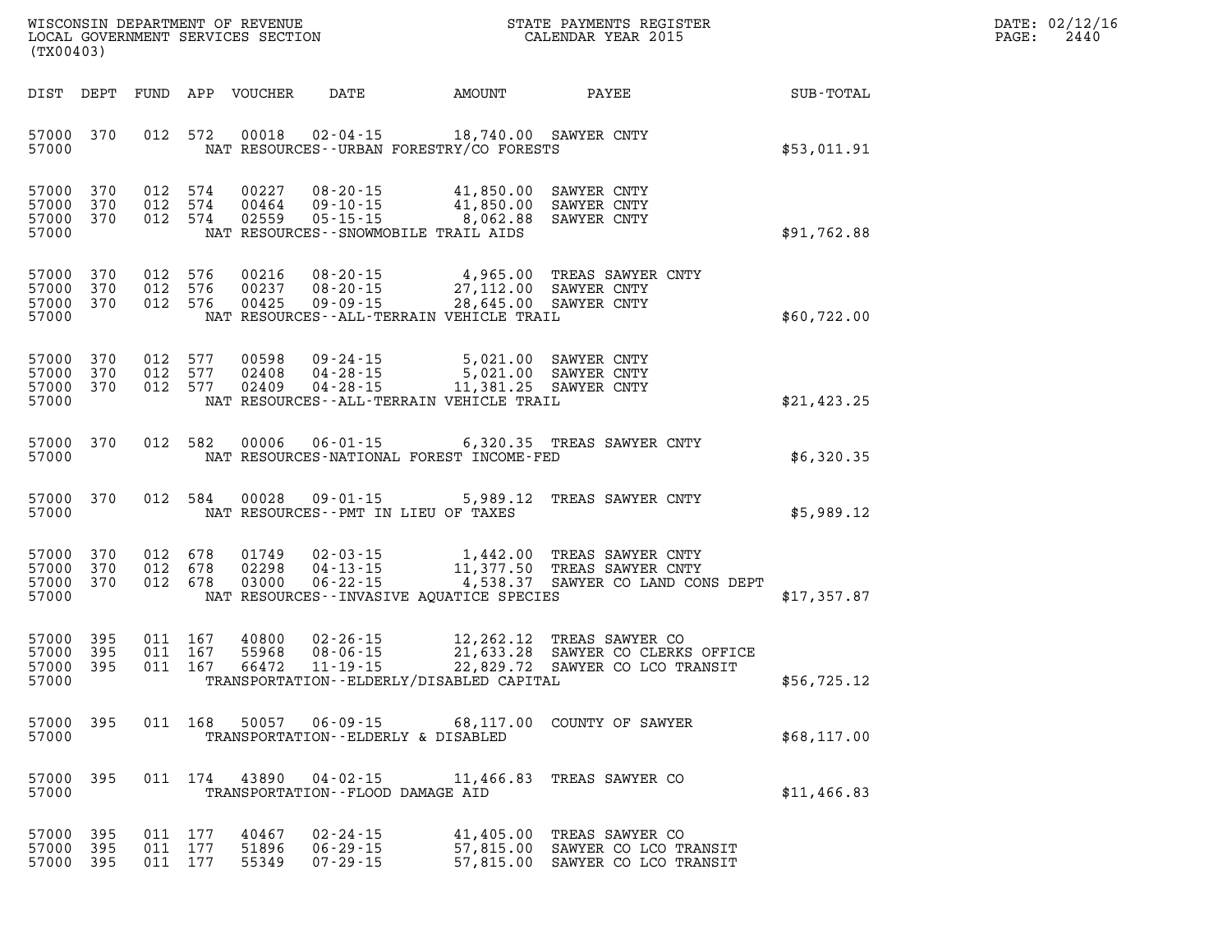WISCONSIN DEPARTMENT OF REVENUE
LOCAL GOVERNMENT SERVICES SECTION
(TX00403)

STATE PAYMENTS REGISTER
CALENDAR YEAR 2015

DATE: 02/12/16
PAGE: 2440

| DIST | DEPT | FUND | APP | VOUCHER | DATE | AMOUNT | PAYEE | SUB-TOTAL |
|---|---|---|---|---|---|---|---|---|
| 57000 | 370 | 012 | 572 | 00018 | 02-04-15 | 18,740.00 | SAWYER CNTY | |
| 57000 | | | | | NAT RESOURCES--URBAN FORESTRY/CO FORESTS | | | $53,011.91 |
| 57000 | 370 | 012 | 574 | 00227 | 08-20-15 | 41,850.00 | SAWYER CNTY | |
| 57000 | 370 | 012 | 574 | 00464 | 09-10-15 | 41,850.00 | SAWYER CNTY | |
| 57000 | 370 | 012 | 574 | 02559 | 05-15-15 | 8,062.88 | SAWYER CNTY | |
| 57000 | | | | | NAT RESOURCES--SNOWMOBILE TRAIL AIDS | | | $91,762.88 |
| 57000 | 370 | 012 | 576 | 00216 | 08-20-15 | 4,965.00 | TREAS SAWYER CNTY | |
| 57000 | 370 | 012 | 576 | 00237 | 08-20-15 | 27,112.00 | SAWYER CNTY | |
| 57000 | 370 | 012 | 576 | 00425 | 09-09-15 | 28,645.00 | SAWYER CNTY | |
| 57000 | | | | | NAT RESOURCES--ALL-TERRAIN VEHICLE TRAIL | | | $60,722.00 |
| 57000 | 370 | 012 | 577 | 00598 | 09-24-15 | 5,021.00 | SAWYER CNTY | |
| 57000 | 370 | 012 | 577 | 02408 | 04-28-15 | 5,021.00 | SAWYER CNTY | |
| 57000 | 370 | 012 | 577 | 02409 | 04-28-15 | 11,381.25 | SAWYER CNTY | |
| 57000 | | | | | NAT RESOURCES--ALL-TERRAIN VEHICLE TRAIL | | | $21,423.25 |
| 57000 | 370 | 012 | 582 | 00006 | 06-01-15 | 6,320.35 | TREAS SAWYER CNTY | |
| 57000 | | | | | NAT RESOURCES-NATIONAL FOREST INCOME-FED | | | $6,320.35 |
| 57000 | 370 | 012 | 584 | 00028 | 09-01-15 | 5,989.12 | TREAS SAWYER CNTY | |
| 57000 | | | | | NAT RESOURCES--PMT IN LIEU OF TAXES | | | $5,989.12 |
| 57000 | 370 | 012 | 678 | 01749 | 02-03-15 | 1,442.00 | TREAS SAWYER CNTY | |
| 57000 | 370 | 012 | 678 | 02298 | 04-13-15 | 11,377.50 | TREAS SAWYER CNTY | |
| 57000 | 370 | 012 | 678 | 03000 | 06-22-15 | 4,538.37 | SAWYER CO LAND CONS DEPT | |
| 57000 | | | | | NAT RESOURCES--INVASIVE AQUATICE SPECIES | | | $17,357.87 |
| 57000 | 395 | 011 | 167 | 40800 | 02-26-15 | 12,262.12 | TREAS SAWYER CO | |
| 57000 | 395 | 011 | 167 | 55968 | 08-06-15 | 21,633.28 | SAWYER CO CLERKS OFFICE | |
| 57000 | 395 | 011 | 167 | 66472 | 11-19-15 | 22,829.72 | SAWYER CO LCO TRANSIT | |
| 57000 | | | | | TRANSPORTATION--ELDERLY/DISABLED CAPITAL | | | $56,725.12 |
| 57000 | 395 | 011 | 168 | 50057 | 06-09-15 | 68,117.00 | COUNTY OF SAWYER | |
| 57000 | | | | | TRANSPORTATION--ELDERLY & DISABLED | | | $68,117.00 |
| 57000 | 395 | 011 | 174 | 43890 | 04-02-15 | 11,466.83 | TREAS SAWYER CO | |
| 57000 | | | | | TRANSPORTATION--FLOOD DAMAGE AID | | | $11,466.83 |
| 57000 | 395 | 011 | 177 | 40467 | 02-24-15 | 41,405.00 | TREAS SAWYER CO | |
| 57000 | 395 | 011 | 177 | 51896 | 06-29-15 | 57,815.00 | SAWYER CO LCO TRANSIT | |
| 57000 | 395 | 011 | 177 | 55349 | 07-29-15 | 57,815.00 | SAWYER CO LCO TRANSIT | |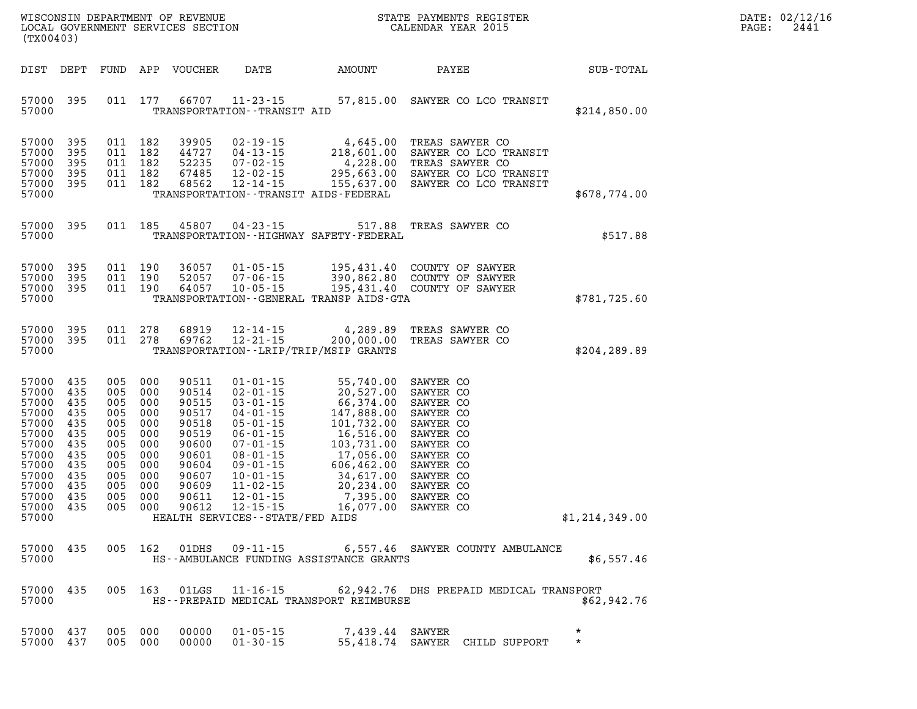WISCONSIN DEPARTMENT OF REVENUE
LOCAL GOVERNMENT SERVICES SECTION
(TX00403)

STATE PAYMENTS REGISTER
CALENDAR YEAR 2015

DATE: 02/12/16
PAGE: 2441

| DIST | DEPT | FUND | APP | VOUCHER | DATE | AMOUNT | PAYEE | SUB-TOTAL |
|---|---|---|---|---|---|---|---|---|
| 57000 | 395 | 011 | 177 | 66707 | 11-23-15 | 57,815.00 | SAWYER CO LCO TRANSIT | |
| 57000 | | | | | TRANSPORTATION--TRANSIT AID | | | $214,850.00 |
| 57000 | 395 | 011 | 182 | 39905 | 02-19-15 | 4,645.00 | TREAS SAWYER CO | |
| 57000 | 395 | 011 | 182 | 44727 | 04-13-15 | 218,601.00 | SAWYER CO LCO TRANSIT | |
| 57000 | 395 | 011 | 182 | 52235 | 07-02-15 | 4,228.00 | TREAS SAWYER CO | |
| 57000 | 395 | 011 | 182 | 67485 | 12-02-15 | 295,663.00 | SAWYER CO LCO TRANSIT | |
| 57000 | 395 | 011 | 182 | 68562 | 12-14-15 | 155,637.00 | SAWYER CO LCO TRANSIT | |
| 57000 | | | | | TRANSPORTATION--TRANSIT AIDS-FEDERAL | | | $678,774.00 |
| 57000 | 395 | 011 | 185 | 45807 | 04-23-15 | 517.88 | TREAS SAWYER CO | |
| 57000 | | | | | TRANSPORTATION--HIGHWAY SAFETY-FEDERAL | | | $517.88 |
| 57000 | 395 | 011 | 190 | 36057 | 01-05-15 | 195,431.40 | COUNTY OF SAWYER | |
| 57000 | 395 | 011 | 190 | 52057 | 07-06-15 | 390,862.80 | COUNTY OF SAWYER | |
| 57000 | 395 | 011 | 190 | 64057 | 10-05-15 | 195,431.40 | COUNTY OF SAWYER | |
| 57000 | | | | | TRANSPORTATION--GENERAL TRANSP AIDS-GTA | | | $781,725.60 |
| 57000 | 395 | 011 | 278 | 68919 | 12-14-15 | 4,289.89 | TREAS SAWYER CO | |
| 57000 | 395 | 011 | 278 | 69762 | 12-21-15 | 200,000.00 | TREAS SAWYER CO | |
| 57000 | | | | | TRANSPORTATION--LRIP/TRIP/MSIP GRANTS | | | $204,289.89 |
| 57000 | 435 | 005 | 000 | 90511 | 01-01-15 | 55,740.00 | SAWYER CO | |
| 57000 | 435 | 005 | 000 | 90514 | 02-01-15 | 20,527.00 | SAWYER CO | |
| 57000 | 435 | 005 | 000 | 90515 | 03-01-15 | 66,374.00 | SAWYER CO | |
| 57000 | 435 | 005 | 000 | 90517 | 04-01-15 | 147,888.00 | SAWYER CO | |
| 57000 | 435 | 005 | 000 | 90518 | 05-01-15 | 101,732.00 | SAWYER CO | |
| 57000 | 435 | 005 | 000 | 90519 | 06-01-15 | 16,516.00 | SAWYER CO | |
| 57000 | 435 | 005 | 000 | 90600 | 07-01-15 | 103,731.00 | SAWYER CO | |
| 57000 | 435 | 005 | 000 | 90601 | 08-01-15 | 17,056.00 | SAWYER CO | |
| 57000 | 435 | 005 | 000 | 90604 | 09-01-15 | 606,462.00 | SAWYER CO | |
| 57000 | 435 | 005 | 000 | 90607 | 10-01-15 | 34,617.00 | SAWYER CO | |
| 57000 | 435 | 005 | 000 | 90609 | 11-02-15 | 20,234.00 | SAWYER CO | |
| 57000 | 435 | 005 | 000 | 90611 | 12-01-15 | 7,395.00 | SAWYER CO | |
| 57000 | 435 | 005 | 000 | 90612 | 12-15-15 | 16,077.00 | SAWYER CO | |
| 57000 | | | | | HEALTH SERVICES--STATE/FED AIDS | | | $1,214,349.00 |
| 57000 | 435 | 005 | 162 | 01DHS | 09-11-15 | 6,557.46 | SAWYER COUNTY AMBULANCE | |
| 57000 | | | | | HS--AMBULANCE FUNDING ASSISTANCE GRANTS | | | $6,557.46 |
| 57000 | 435 | 005 | 163 | 01LGS | 11-16-15 | 62,942.76 | DHS PREPAID MEDICAL TRANSPORT | |
| 57000 | | | | | HS--PREPAID MEDICAL TRANSPORT REIMBURSE | | | $62,942.76 |
| 57000 | 437 | 005 | 000 | 00000 | 01-05-15 | 7,439.44 | SAWYER | * |
| 57000 | 437 | 005 | 000 | 00000 | 01-30-15 | 55,418.74 | SAWYER CHILD SUPPORT | * |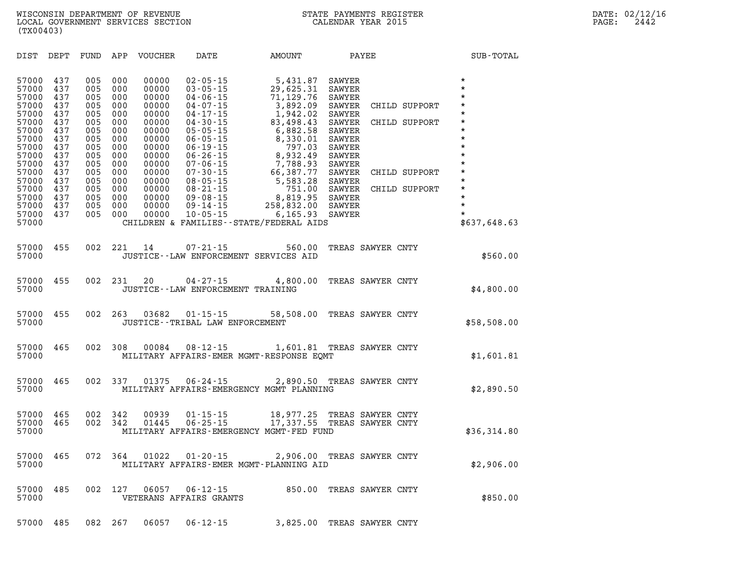WISCONSIN DEPARTMENT OF REVENUE
LOCAL GOVERNMENT SERVICES SECTION
(TX00403)

STATE PAYMENTS REGISTER
CALENDAR YEAR 2015

DATE: 02/12/16
PAGE: 2442

| DIST | DEPT | FUND | APP | VOUCHER | DATE | AMOUNT | PAYEE | SUB-TOTAL |
|---|---|---|---|---|---|---|---|---|
| 57000 | 437 | 005 | 000 | 00000 | 02-05-15 | 5,431.87 | SAWYER | * |
| 57000 | 437 | 005 | 000 | 00000 | 03-05-15 | 29,625.31 | SAWYER | * |
| 57000 | 437 | 005 | 000 | 00000 | 04-06-15 | 71,129.76 | SAWYER | * |
| 57000 | 437 | 005 | 000 | 00000 | 04-07-15 | 3,892.09 | SAWYER CHILD SUPPORT | * |
| 57000 | 437 | 005 | 000 | 00000 | 04-17-15 | 1,942.02 | SAWYER | * |
| 57000 | 437 | 005 | 000 | 00000 | 04-30-15 | 83,498.43 | SAWYER CHILD SUPPORT | * |
| 57000 | 437 | 005 | 000 | 00000 | 05-05-15 | 6,882.58 | SAWYER | * |
| 57000 | 437 | 005 | 000 | 00000 | 06-05-15 | 8,330.01 | SAWYER | * |
| 57000 | 437 | 005 | 000 | 00000 | 06-19-15 | 797.03 | SAWYER | * |
| 57000 | 437 | 005 | 000 | 00000 | 06-26-15 | 8,932.49 | SAWYER | * |
| 57000 | 437 | 005 | 000 | 00000 | 07-06-15 | 7,788.93 | SAWYER | * |
| 57000 | 437 | 005 | 000 | 00000 | 07-30-15 | 66,387.77 | SAWYER CHILD SUPPORT | * |
| 57000 | 437 | 005 | 000 | 00000 | 08-05-15 | 5,583.28 | SAWYER | * |
| 57000 | 437 | 005 | 000 | 00000 | 08-21-15 | 751.00 | SAWYER CHILD SUPPORT | * |
| 57000 | 437 | 005 | 000 | 00000 | 09-08-15 | 8,819.95 | SAWYER | * |
| 57000 | 437 | 005 | 000 | 00000 | 09-14-15 | 258,832.00 | SAWYER | * |
| 57000 | 437 | 005 | 000 | 00000 | 10-05-15 | 6,165.93 | SAWYER | * |
| 57000 | | | | | CHILDREN & FAMILIES--STATE/FEDERAL AIDS | | | $637,648.63 |
| 57000 | 455 | 002 | 221 | 14 | 07-21-15 | 560.00 | TREAS SAWYER CNTY | |
| 57000 | | | | | JUSTICE--LAW ENFORCEMENT SERVICES AID | | | $560.00 |
| 57000 | 455 | 002 | 231 | 20 | 04-27-15 | 4,800.00 | TREAS SAWYER CNTY | |
| 57000 | | | | | JUSTICE--LAW ENFORCEMENT TRAINING | | | $4,800.00 |
| 57000 | 455 | 002 | 263 | 03682 | 01-15-15 | 58,508.00 | TREAS SAWYER CNTY | |
| 57000 | | | | | JUSTICE--TRIBAL LAW ENFORCEMENT | | | $58,508.00 |
| 57000 | 465 | 002 | 308 | 00084 | 08-12-15 | 1,601.81 | TREAS SAWYER CNTY | |
| 57000 | | | | | MILITARY AFFAIRS-EMER MGMT-RESPONSE EQMT | | | $1,601.81 |
| 57000 | 465 | 002 | 337 | 01375 | 06-24-15 | 2,890.50 | TREAS SAWYER CNTY | |
| 57000 | | | | | MILITARY AFFAIRS-EMERGENCY MGMT PLANNING | | | $2,890.50 |
| 57000 | 465 | 002 | 342 | 00939 | 01-15-15 | 18,977.25 | TREAS SAWYER CNTY | |
| 57000 | 465 | 002 | 342 | 01445 | 06-25-15 | 17,337.55 | TREAS SAWYER CNTY | |
| 57000 | | | | | MILITARY AFFAIRS-EMERGENCY MGMT-FED FUND | | | $36,314.80 |
| 57000 | 465 | 072 | 364 | 01022 | 01-20-15 | 2,906.00 | TREAS SAWYER CNTY | |
| 57000 | | | | | MILITARY AFFAIRS-EMER MGMT-PLANNING AID | | | $2,906.00 |
| 57000 | 485 | 002 | 127 | 06057 | 06-12-15 | 850.00 | TREAS SAWYER CNTY | |
| 57000 | | | | | VETERANS AFFAIRS GRANTS | | | $850.00 |
| 57000 | 485 | 082 | 267 | 06057 | 06-12-15 | 3,825.00 | TREAS SAWYER CNTY | |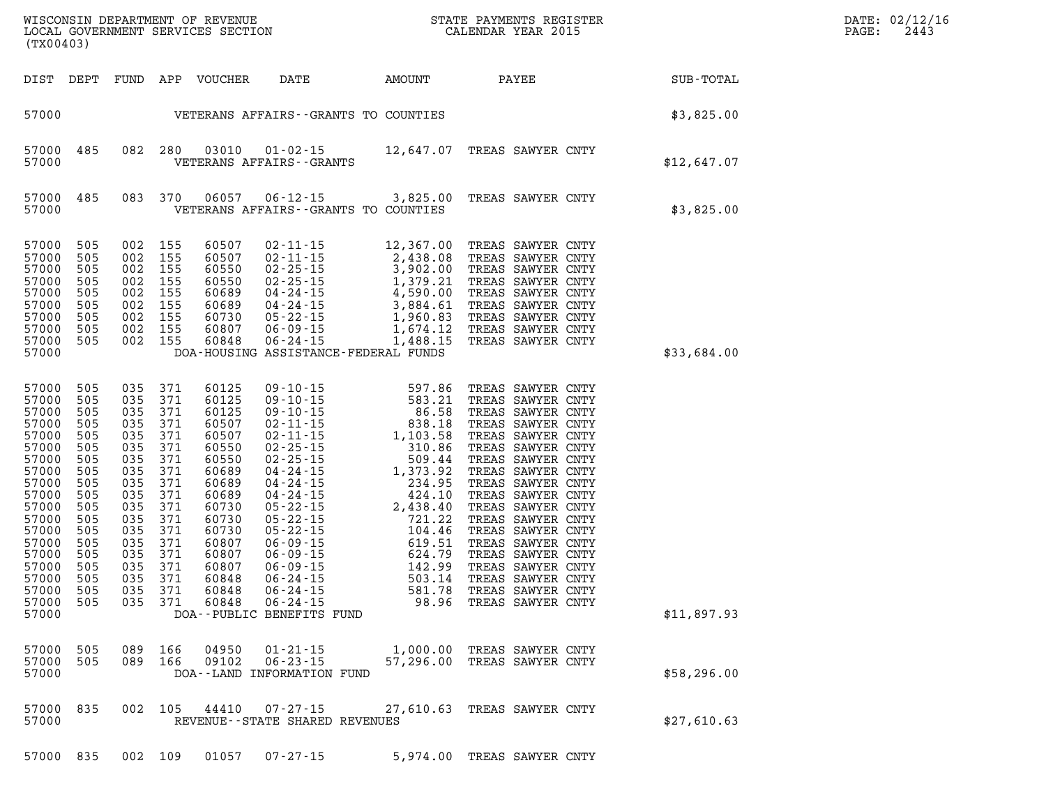WISCONSIN DEPARTMENT OF REVENUE
LOCAL GOVERNMENT SERVICES SECTION
(TX00403)

STATE PAYMENTS REGISTER
CALENDAR YEAR 2015

DATE: 02/12/16

| DIST | DEPT | FUND | APP | VOUCHER | DATE | AMOUNT | PAYEE | SUB-TOTAL |
|---|---|---|---|---|---|---|---|---|
| 57000 | | | | VETERANS AFFAIRS--GRANTS TO COUNTIES | | | | $3,825.00 |
| 57000 | 485 | 082 | 280 | 03010 | 01-02-15 | 12,647.07 | TREAS SAWYER CNTY | |
| 57000 | | | | VETERANS AFFAIRS--GRANTS | | | | $12,647.07 |
| 57000 | 485 | 083 | 370 | 06057 | 06-12-15 | 3,825.00 | TREAS SAWYER CNTY | |
| 57000 | | | | VETERANS AFFAIRS--GRANTS TO COUNTIES | | | | $3,825.00 |
| 57000 | 505 | 002 | 155 | 60507 | 02-11-15 | 12,367.00 | TREAS SAWYER CNTY | |
| 57000 | 505 | 002 | 155 | 60507 | 02-11-15 | 2,438.08 | TREAS SAWYER CNTY | |
| 57000 | 505 | 002 | 155 | 60550 | 02-25-15 | 3,902.00 | TREAS SAWYER CNTY | |
| 57000 | 505 | 002 | 155 | 60550 | 02-25-15 | 1,379.21 | TREAS SAWYER CNTY | |
| 57000 | 505 | 002 | 155 | 60689 | 04-24-15 | 4,590.00 | TREAS SAWYER CNTY | |
| 57000 | 505 | 002 | 155 | 60689 | 04-24-15 | 3,884.61 | TREAS SAWYER CNTY | |
| 57000 | 505 | 002 | 155 | 60730 | 05-22-15 | 1,960.83 | TREAS SAWYER CNTY | |
| 57000 | 505 | 002 | 155 | 60807 | 06-09-15 | 1,674.12 | TREAS SAWYER CNTY | |
| 57000 | 505 | 002 | 155 | 60848 | 06-24-15 | 1,488.15 | TREAS SAWYER CNTY | |
| 57000 | | | | DOA-HOUSING ASSISTANCE-FEDERAL FUNDS | | | | $33,684.00 |
| 57000 | 505 | 035 | 371 | 60125 | 09-10-15 | 597.86 | TREAS SAWYER CNTY | |
| 57000 | 505 | 035 | 371 | 60125 | 09-10-15 | 583.21 | TREAS SAWYER CNTY | |
| 57000 | 505 | 035 | 371 | 60125 | 09-10-15 | 86.58 | TREAS SAWYER CNTY | |
| 57000 | 505 | 035 | 371 | 60507 | 02-11-15 | 838.18 | TREAS SAWYER CNTY | |
| 57000 | 505 | 035 | 371 | 60507 | 02-11-15 | 1,103.58 | TREAS SAWYER CNTY | |
| 57000 | 505 | 035 | 371 | 60550 | 02-25-15 | 310.86 | TREAS SAWYER CNTY | |
| 57000 | 505 | 035 | 371 | 60550 | 02-25-15 | 509.44 | TREAS SAWYER CNTY | |
| 57000 | 505 | 035 | 371 | 60689 | 04-24-15 | 1,373.92 | TREAS SAWYER CNTY | |
| 57000 | 505 | 035 | 371 | 60689 | 04-24-15 | 234.95 | TREAS SAWYER CNTY | |
| 57000 | 505 | 035 | 371 | 60689 | 04-24-15 | 424.10 | TREAS SAWYER CNTY | |
| 57000 | 505 | 035 | 371 | 60730 | 05-22-15 | 2,438.40 | TREAS SAWYER CNTY | |
| 57000 | 505 | 035 | 371 | 60730 | 05-22-15 | 721.22 | TREAS SAWYER CNTY | |
| 57000 | 505 | 035 | 371 | 60730 | 05-22-15 | 104.46 | TREAS SAWYER CNTY | |
| 57000 | 505 | 035 | 371 | 60807 | 06-09-15 | 619.51 | TREAS SAWYER CNTY | |
| 57000 | 505 | 035 | 371 | 60807 | 06-09-15 | 624.79 | TREAS SAWYER CNTY | |
| 57000 | 505 | 035 | 371 | 60807 | 06-09-15 | 142.99 | TREAS SAWYER CNTY | |
| 57000 | 505 | 035 | 371 | 60848 | 06-24-15 | 503.14 | TREAS SAWYER CNTY | |
| 57000 | 505 | 035 | 371 | 60848 | 06-24-15 | 581.78 | TREAS SAWYER CNTY | |
| 57000 | 505 | 035 | 371 | 60848 | 06-24-15 | 98.96 | TREAS SAWYER CNTY | |
| 57000 | | | | DOA--PUBLIC BENEFITS FUND | | | | $11,897.93 |
| 57000 | 505 | 089 | 166 | 04950 | 01-21-15 | 1,000.00 | TREAS SAWYER CNTY | |
| 57000 | 505 | 089 | 166 | 09102 | 06-23-15 | 57,296.00 | TREAS SAWYER CNTY | |
| 57000 | | | | DOA--LAND INFORMATION FUND | | | | $58,296.00 |
| 57000 | 835 | 002 | 105 | 44410 | 07-27-15 | 27,610.63 | TREAS SAWYER CNTY | |
| 57000 | | | | REVENUE--STATE SHARED REVENUES | | | | $27,610.63 |
| 57000 | 835 | 002 | 109 | 01057 | 07-27-15 | 5,974.00 | TREAS SAWYER CNTY | |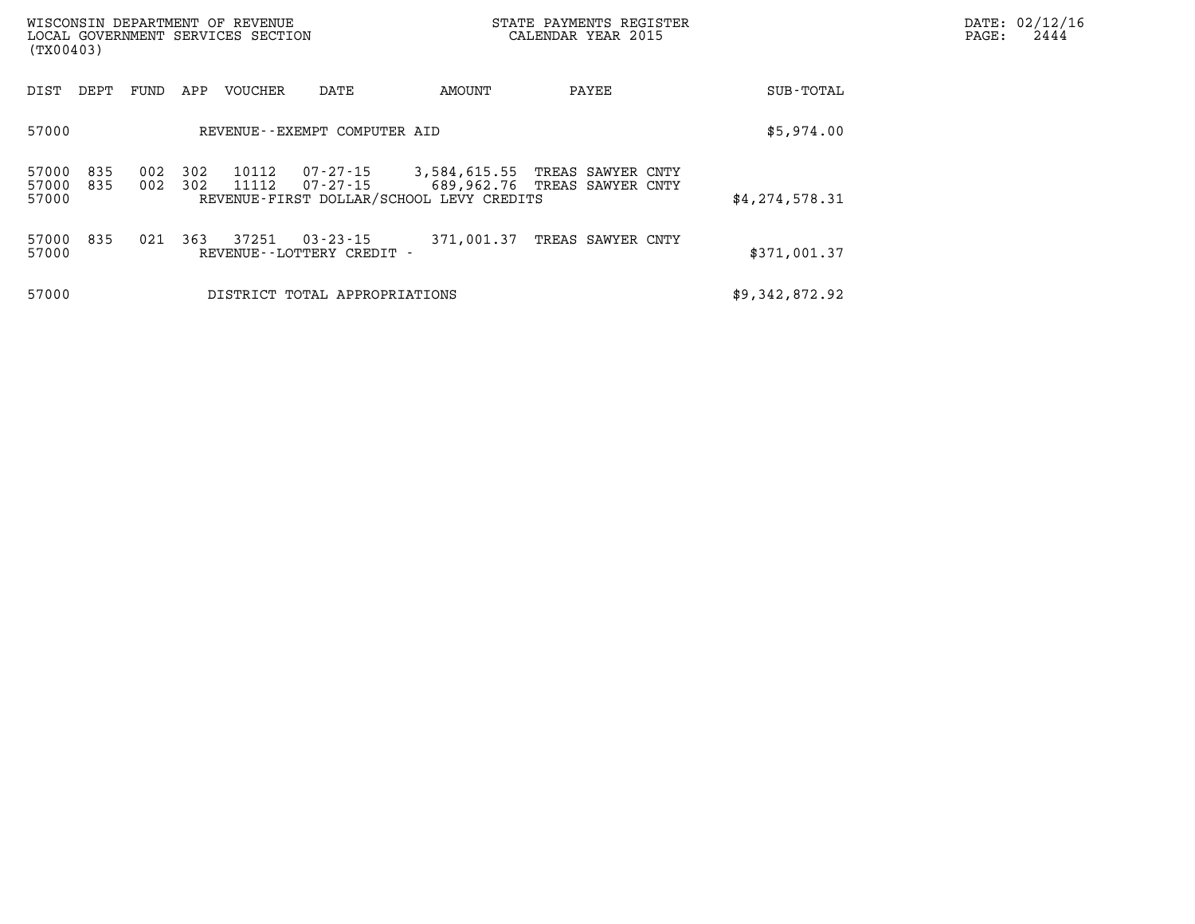WISCONSIN DEPARTMENT OF REVENUE
LOCAL GOVERNMENT SERVICES SECTION
(TX00403)

STATE PAYMENTS REGISTER
CALENDAR YEAR 2015

DATE: 02/12/16
PAGE: 2444

| DIST | DEPT | FUND | APP | VOUCHER | DATE | AMOUNT | PAYEE | SUB-TOTAL |
|---|---|---|---|---|---|---|---|---|
| 57000 | | | | REVENUE--EXEMPT COMPUTER AID | | | | $5,974.00 |
| 57000 | 835 | 002 | 302 | 10112 | 07-27-15 | 3,584,615.55 | TREAS SAWYER CNTY | |
| 57000 | 835 | 002 | 302 | 11112 | 07-27-15 | 689,962.76 | TREAS SAWYER CNTY | |
| 57000 | | | | REVENUE-FIRST DOLLAR/SCHOOL LEVY CREDITS | | | | $4,274,578.31 |
| 57000 | 835 | 021 | 363 | 37251 | 03-23-15 | 371,001.37 | TREAS SAWYER CNTY | |
| 57000 | | | | REVENUE--LOTTERY CREDIT - | | | | $371,001.37 |
| 57000 | | | | DISTRICT TOTAL APPROPRIATIONS | | | | $9,342,872.92 |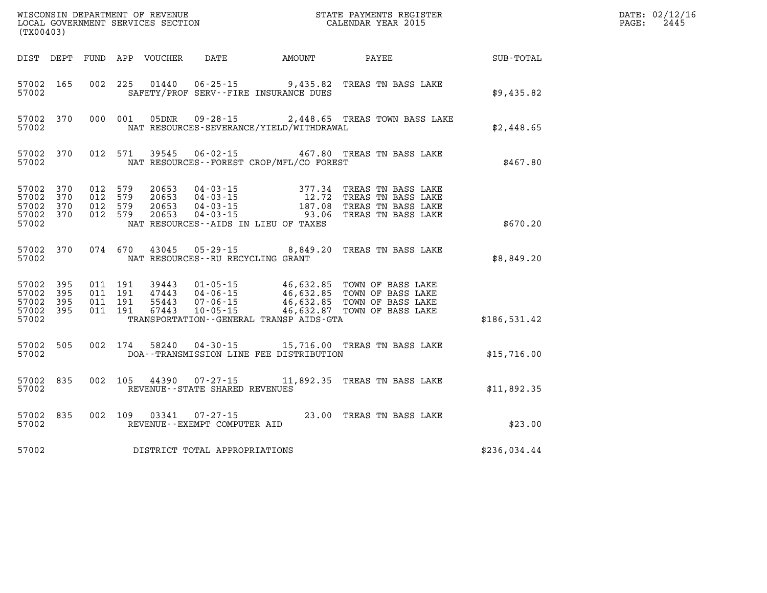WISCONSIN DEPARTMENT OF REVENUE
LOCAL GOVERNMENT SERVICES SECTION
(TX00403)

STATE PAYMENTS REGISTER
CALENDAR YEAR 2015

DATE: 02/12/16
PAGE: 2445

| DIST | DEPT | FUND | APP | VOUCHER | DATE | AMOUNT | PAYEE | SUB-TOTAL |
|---|---|---|---|---|---|---|---|---|
| 57002 | 165 | 002 | 225 | 01440 | 06-25-15 | 9,435.82 | TREAS TN BASS LAKE | |
| 57002 | | | | SAFETY/PROF SERV--FIRE INSURANCE DUES | | | | $9,435.82 |
| 57002 | 370 | 000 | 001 | 05DNR | 09-28-15 | 2,448.65 | TREAS TOWN BASS LAKE | |
| 57002 | | | | NAT RESOURCES-SEVERANCE/YIELD/WITHDRAWAL | | | | $2,448.65 |
| 57002 | 370 | 012 | 571 | 39545 | 06-02-15 | 467.80 | TREAS TN BASS LAKE | |
| 57002 | | | | NAT RESOURCES--FOREST CROP/MFL/CO FOREST | | | | $467.80 |
| 57002 | 370 | 012 | 579 | 20653 | 04-03-15 | 377.34 | TREAS TN BASS LAKE | |
| 57002 | 370 | 012 | 579 | 20653 | 04-03-15 | 12.72 | TREAS TN BASS LAKE | |
| 57002 | 370 | 012 | 579 | 20653 | 04-03-15 | 187.08 | TREAS TN BASS LAKE | |
| 57002 | 370 | 012 | 579 | 20653 | 04-03-15 | 93.06 | TREAS TN BASS LAKE | |
| 57002 | | | | NAT RESOURCES--AIDS IN LIEU OF TAXES | | | | $670.20 |
| 57002 | 370 | 074 | 670 | 43045 | 05-29-15 | 8,849.20 | TREAS TN BASS LAKE | |
| 57002 | | | | NAT RESOURCES--RU RECYCLING GRANT | | | | $8,849.20 |
| 57002 | 395 | 011 | 191 | 39443 | 01-05-15 | 46,632.85 | TOWN OF BASS LAKE | |
| 57002 | 395 | 011 | 191 | 47443 | 04-06-15 | 46,632.85 | TOWN OF BASS LAKE | |
| 57002 | 395 | 011 | 191 | 55443 | 07-06-15 | 46,632.85 | TOWN OF BASS LAKE | |
| 57002 | 395 | 011 | 191 | 67443 | 10-05-15 | 46,632.87 | TOWN OF BASS LAKE | |
| 57002 | | | | TRANSPORTATION--GENERAL TRANSP AIDS-GTA | | | | $186,531.42 |
| 57002 | 505 | 002 | 174 | 58240 | 04-30-15 | 15,716.00 | TREAS TN BASS LAKE | |
| 57002 | | | | DOA--TRANSMISSION LINE FEE DISTRIBUTION | | | | $15,716.00 |
| 57002 | 835 | 002 | 105 | 44390 | 07-27-15 | 11,892.35 | TREAS TN BASS LAKE | |
| 57002 | | | | REVENUE--STATE SHARED REVENUES | | | | $11,892.35 |
| 57002 | 835 | 002 | 109 | 03341 | 07-27-15 | 23.00 | TREAS TN BASS LAKE | |
| 57002 | | | | REVENUE--EXEMPT COMPUTER AID | | | | $23.00 |
| 57002 | | | | DISTRICT TOTAL APPROPRIATIONS | | | | $236,034.44 |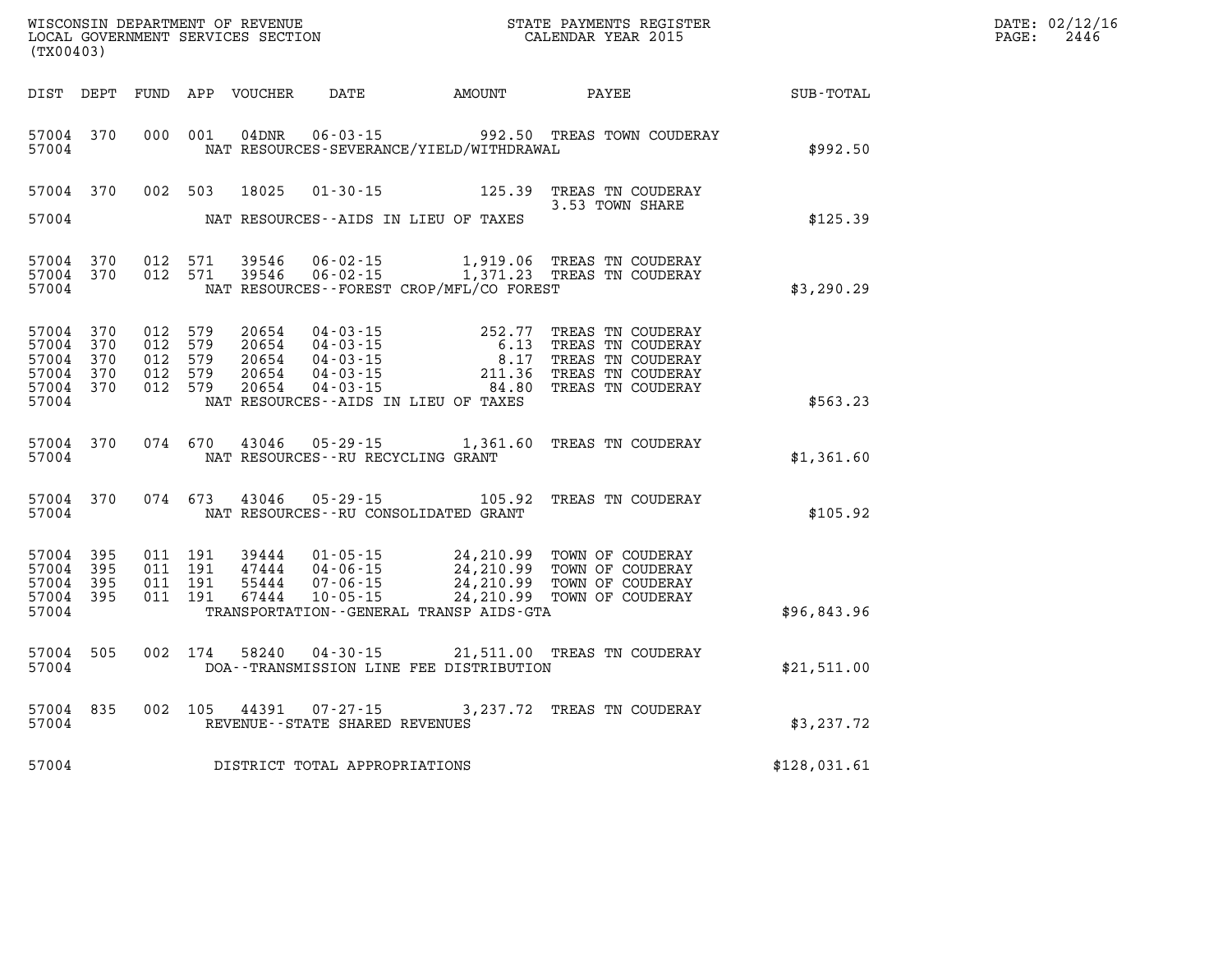WISCONSIN DEPARTMENT OF REVENUE
LOCAL GOVERNMENT SERVICES SECTION
(TX00403)

STATE PAYMENTS REGISTER
CALENDAR YEAR 2015

DATE: 02/12/16

| DIST | DEPT | FUND | APP | VOUCHER | DATE | AMOUNT | PAYEE | SUB-TOTAL |
|---|---|---|---|---|---|---|---|---|
| 57004 | 370 | 000 | 001 | 04DNR | 06-03-15 | 992.50 | TREAS TOWN COUDERAY | |
| 57004 | | | | NAT RESOURCES-SEVERANCE/YIELD/WITHDRAWAL | | | | $992.50 |
| 57004 | 370 | 002 | 503 | 18025 | 01-30-15 | 125.39 | TREAS TN COUDERAY 3.53 TOWN SHARE | |
| 57004 | | | | NAT RESOURCES--AIDS IN LIEU OF TAXES | | | | $125.39 |
| 57004 | 370 | 012 | 571 | 39546 | 06-02-15 | 1,919.06 | TREAS TN COUDERAY | |
| 57004 | 370 | 012 | 571 | 39546 | 06-02-15 | 1,371.23 | TREAS TN COUDERAY | |
| 57004 | | | | NAT RESOURCES--FOREST CROP/MFL/CO FOREST | | | | $3,290.29 |
| 57004 | 370 | 012 | 579 | 20654 | 04-03-15 | 252.77 | TREAS TN COUDERAY | |
| 57004 | 370 | 012 | 579 | 20654 | 04-03-15 | 6.13 | TREAS TN COUDERAY | |
| 57004 | 370 | 012 | 579 | 20654 | 04-03-15 | 8.17 | TREAS TN COUDERAY | |
| 57004 | 370 | 012 | 579 | 20654 | 04-03-15 | 211.36 | TREAS TN COUDERAY | |
| 57004 | 370 | 012 | 579 | 20654 | 04-03-15 | 84.80 | TREAS TN COUDERAY | |
| 57004 | | | | NAT RESOURCES--AIDS IN LIEU OF TAXES | | | | $563.23 |
| 57004 | 370 | 074 | 670 | 43046 | 05-29-15 | 1,361.60 | TREAS TN COUDERAY | |
| 57004 | | | | NAT RESOURCES--RU RECYCLING GRANT | | | | $1,361.60 |
| 57004 | 370 | 074 | 673 | 43046 | 05-29-15 | 105.92 | TREAS TN COUDERAY | |
| 57004 | | | | NAT RESOURCES--RU CONSOLIDATED GRANT | | | | $105.92 |
| 57004 | 395 | 011 | 191 | 39444 | 01-05-15 | 24,210.99 | TOWN OF COUDERAY | |
| 57004 | 395 | 011 | 191 | 47444 | 04-06-15 | 24,210.99 | TOWN OF COUDERAY | |
| 57004 | 395 | 011 | 191 | 55444 | 07-06-15 | 24,210.99 | TOWN OF COUDERAY | |
| 57004 | 395 | 011 | 191 | 67444 | 10-05-15 | 24,210.99 | TOWN OF COUDERAY | |
| 57004 | | | | TRANSPORTATION--GENERAL TRANSP AIDS-GTA | | | | $96,843.96 |
| 57004 | 505 | 002 | 174 | 58240 | 04-30-15 | 21,511.00 | TREAS TN COUDERAY | |
| 57004 | | | | DOA--TRANSMISSION LINE FEE DISTRIBUTION | | | | $21,511.00 |
| 57004 | 835 | 002 | 105 | 44391 | 07-27-15 | 3,237.72 | TREAS TN COUDERAY | |
| 57004 | | | | REVENUE--STATE SHARED REVENUES | | | | $3,237.72 |
| 57004 | | | | DISTRICT TOTAL APPROPRIATIONS | | | | $128,031.61 |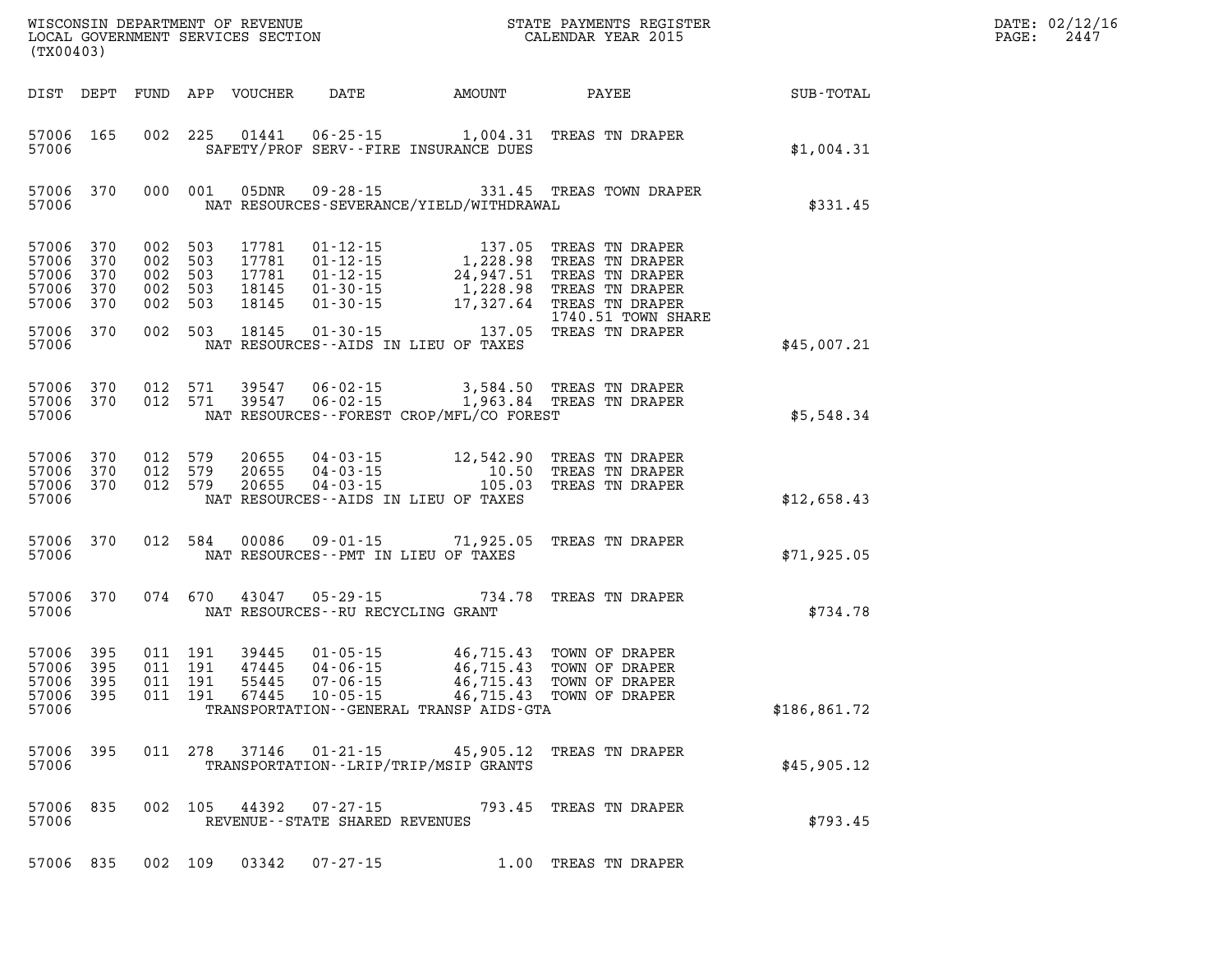WISCONSIN DEPARTMENT OF REVENUE
LOCAL GOVERNMENT SERVICES SECTION
(TX00403)

STATE PAYMENTS REGISTER
CALENDAR YEAR 2015

DATE: 02/12/16
PAGE: 2447

| DIST | DEPT | FUND | APP | VOUCHER | DATE | AMOUNT | PAYEE | SUB-TOTAL |
|---|---|---|---|---|---|---|---|---|
| 57006 | 165 | 002 | 225 | 01441 | 06-25-15 | 1,004.31 | TREAS TN DRAPER | |
| 57006 | | | | | SAFETY/PROF SERV--FIRE INSURANCE DUES | | | $1,004.31 |
| 57006 | 370 | 000 | 001 | 05DNR | 09-28-15 | 331.45 | TREAS TOWN DRAPER | |
| 57006 | | | | | NAT RESOURCES-SEVERANCE/YIELD/WITHDRAWAL | | | $331.45 |
| 57006 | 370 | 002 | 503 | 17781 | 01-12-15 | 137.05 | TREAS TN DRAPER | |
| 57006 | 370 | 002 | 503 | 17781 | 01-12-15 | 1,228.98 | TREAS TN DRAPER | |
| 57006 | 370 | 002 | 503 | 17781 | 01-12-15 | 24,947.51 | TREAS TN DRAPER | |
| 57006 | 370 | 002 | 503 | 18145 | 01-30-15 | 1,228.98 | TREAS TN DRAPER | |
| 57006 | 370 | 002 | 503 | 18145 | 01-30-15 | 17,327.64 | TREAS TN DRAPER 1740.51 TOWN SHARE | |
| 57006 | 370 | 002 | 503 | 18145 | 01-30-15 | 137.05 | TREAS TN DRAPER | |
| 57006 | | | | | NAT RESOURCES--AIDS IN LIEU OF TAXES | | | $45,007.21 |
| 57006 | 370 | 012 | 571 | 39547 | 06-02-15 | 3,584.50 | TREAS TN DRAPER | |
| 57006 | 370 | 012 | 571 | 39547 | 06-02-15 | 1,963.84 | TREAS TN DRAPER | |
| 57006 | | | | | NAT RESOURCES--FOREST CROP/MFL/CO FOREST | | | $5,548.34 |
| 57006 | 370 | 012 | 579 | 20655 | 04-03-15 | 12,542.90 | TREAS TN DRAPER | |
| 57006 | 370 | 012 | 579 | 20655 | 04-03-15 | 10.50 | TREAS TN DRAPER | |
| 57006 | 370 | 012 | 579 | 20655 | 04-03-15 | 105.03 | TREAS TN DRAPER | |
| 57006 | | | | | NAT RESOURCES--AIDS IN LIEU OF TAXES | | | $12,658.43 |
| 57006 | 370 | 012 | 584 | 00086 | 09-01-15 | 71,925.05 | TREAS TN DRAPER | |
| 57006 | | | | | NAT RESOURCES--PMT IN LIEU OF TAXES | | | $71,925.05 |
| 57006 | 370 | 074 | 670 | 43047 | 05-29-15 | 734.78 | TREAS TN DRAPER | |
| 57006 | | | | | NAT RESOURCES--RU RECYCLING GRANT | | | $734.78 |
| 57006 | 395 | 011 | 191 | 39445 | 01-05-15 | 46,715.43 | TOWN OF DRAPER | |
| 57006 | 395 | 011 | 191 | 47445 | 04-06-15 | 46,715.43 | TOWN OF DRAPER | |
| 57006 | 395 | 011 | 191 | 55445 | 07-06-15 | 46,715.43 | TOWN OF DRAPER | |
| 57006 | 395 | 011 | 191 | 67445 | 10-05-15 | 46,715.43 | TOWN OF DRAPER | |
| 57006 | | | | | TRANSPORTATION--GENERAL TRANSP AIDS-GTA | | | $186,861.72 |
| 57006 | 395 | 011 | 278 | 37146 | 01-21-15 | 45,905.12 | TREAS TN DRAPER | |
| 57006 | | | | | TRANSPORTATION--LRIP/TRIP/MSIP GRANTS | | | $45,905.12 |
| 57006 | 835 | 002 | 105 | 44392 | 07-27-15 | 793.45 | TREAS TN DRAPER | |
| 57006 | | | | | REVENUE--STATE SHARED REVENUES | | | $793.45 |
| 57006 | 835 | 002 | 109 | 03342 | 07-27-15 | 1.00 | TREAS TN DRAPER | |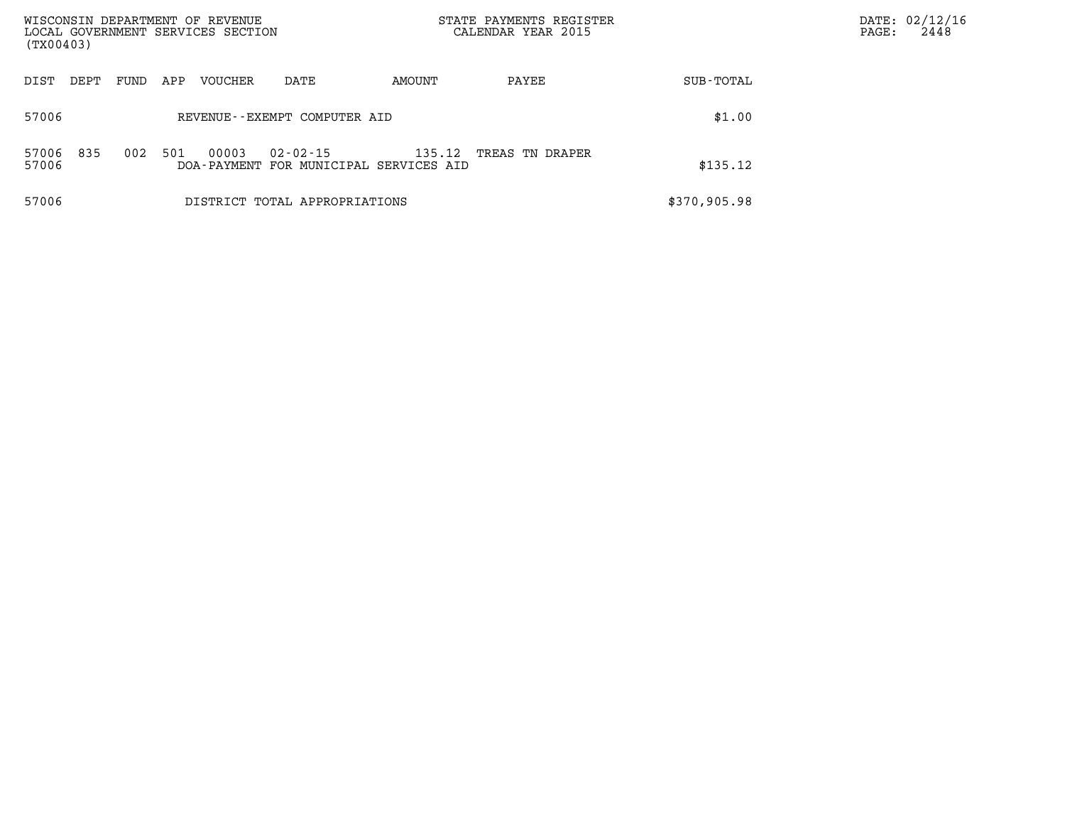| DIST | DEPT | FUND | APP | VOUCHER | DATE | AMOUNT | PAYEE | SUB-TOTAL |
|---|---|---|---|---|---|---|---|---|
| 57006 | | | | REVENUE--EXEMPT COMPUTER AID | | | | $1.00 |
| 57006 | 835 | 002 | 501 | 00003 | 02-02-15 | 135.12 | TREAS TN DRAPER | |
| 57006 | | | | DOA-PAYMENT FOR MUNICIPAL SERVICES AID | | | | $135.12 |
| 57006 | | | | DISTRICT TOTAL APPROPRIATIONS | | | | $370,905.98 |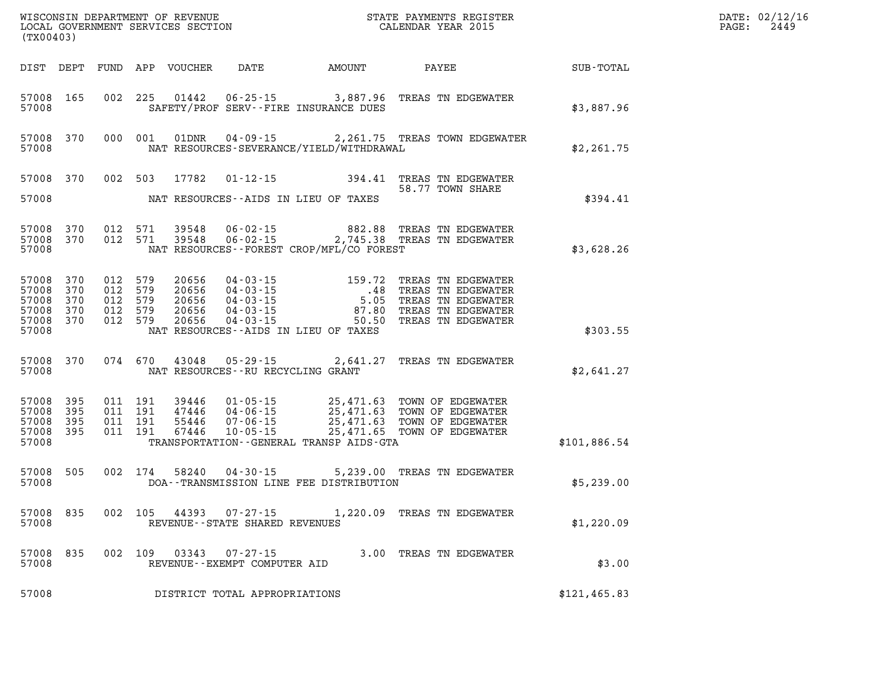WISCONSIN DEPARTMENT OF REVENUE
LOCAL GOVERNMENT SERVICES SECTION
(TX00403)

STATE PAYMENTS REGISTER
CALENDAR YEAR 2015

DATE: 02/12/16
PAGE: 2449

| DIST | DEPT | FUND | APP | VOUCHER | DATE | AMOUNT | PAYEE | SUB-TOTAL |
|---|---|---|---|---|---|---|---|---|
| 57008 | 165 | 002 | 225 | 01442 | 06-25-15 | 3,887.96 | TREAS TN EDGEWATER | |
| 57008 | | | | | SAFETY/PROF SERV--FIRE INSURANCE DUES | | | $3,887.96 |
| 57008 | 370 | 000 | 001 | 01DNR | 04-09-15 | 2,261.75 | TREAS TOWN EDGEWATER | |
| 57008 | | | | | NAT RESOURCES-SEVERANCE/YIELD/WITHDRAWAL | | | $2,261.75 |
| 57008 | 370 | 002 | 503 | 17782 | 01-12-15 | 394.41 | TREAS TN EDGEWATER | |
| | | | | | | | 58.77 TOWN SHARE | |
| 57008 | | | | | NAT RESOURCES--AIDS IN LIEU OF TAXES | | | $394.41 |
| 57008 | 370 | 012 | 571 | 39548 | 06-02-15 | 882.88 | TREAS TN EDGEWATER | |
| 57008 | 370 | 012 | 571 | 39548 | 06-02-15 | 2,745.38 | TREAS TN EDGEWATER | |
| 57008 | | | | | NAT RESOURCES--FOREST CROP/MFL/CO FOREST | | | $3,628.26 |
| 57008 | 370 | 012 | 579 | 20656 | 04-03-15 | 159.72 | TREAS TN EDGEWATER | |
| 57008 | 370 | 012 | 579 | 20656 | 04-03-15 | .48 | TREAS TN EDGEWATER | |
| 57008 | 370 | 012 | 579 | 20656 | 04-03-15 | 5.05 | TREAS TN EDGEWATER | |
| 57008 | 370 | 012 | 579 | 20656 | 04-03-15 | 87.80 | TREAS TN EDGEWATER | |
| 57008 | 370 | 012 | 579 | 20656 | 04-03-15 | 50.50 | TREAS TN EDGEWATER | |
| 57008 | | | | | NAT RESOURCES--AIDS IN LIEU OF TAXES | | | $303.55 |
| 57008 | 370 | 074 | 670 | 43048 | 05-29-15 | 2,641.27 | TREAS TN EDGEWATER | |
| 57008 | | | | | NAT RESOURCES--RU RECYCLING GRANT | | | $2,641.27 |
| 57008 | 395 | 011 | 191 | 39446 | 01-05-15 | 25,471.63 | TOWN OF EDGEWATER | |
| 57008 | 395 | 011 | 191 | 47446 | 04-06-15 | 25,471.63 | TOWN OF EDGEWATER | |
| 57008 | 395 | 011 | 191 | 55446 | 07-06-15 | 25,471.63 | TOWN OF EDGEWATER | |
| 57008 | 395 | 011 | 191 | 67446 | 10-05-15 | 25,471.65 | TOWN OF EDGEWATER | |
| 57008 | | | | | TRANSPORTATION--GENERAL TRANSP AIDS-GTA | | | $101,886.54 |
| 57008 | 505 | 002 | 174 | 58240 | 04-30-15 | 5,239.00 | TREAS TN EDGEWATER | |
| 57008 | | | | | DOA--TRANSMISSION LINE FEE DISTRIBUTION | | | $5,239.00 |
| 57008 | 835 | 002 | 105 | 44393 | 07-27-15 | 1,220.09 | TREAS TN EDGEWATER | |
| 57008 | | | | | REVENUE--STATE SHARED REVENUES | | | $1,220.09 |
| 57008 | 835 | 002 | 109 | 03343 | 07-27-15 | 3.00 | TREAS TN EDGEWATER | |
| 57008 | | | | | REVENUE--EXEMPT COMPUTER AID | | | $3.00 |
| 57008 | | | | | DISTRICT TOTAL APPROPRIATIONS | | | $121,465.83 |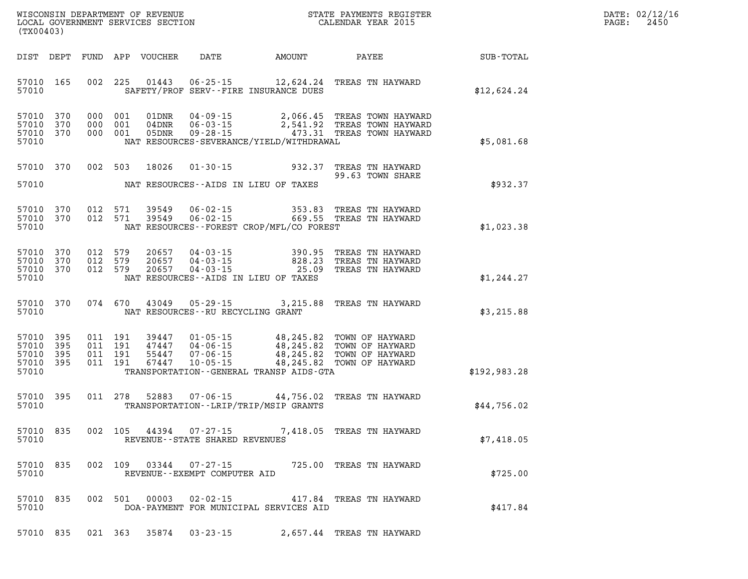WISCONSIN DEPARTMENT OF REVENUE
LOCAL GOVERNMENT SERVICES SECTION
(TX00403)

STATE PAYMENTS REGISTER
CALENDAR YEAR 2015

DATE: 02/12/16
PAGE: 2450

| DIST | DEPT | FUND | APP | VOUCHER | DATE | AMOUNT | PAYEE | SUB-TOTAL |
|---|---|---|---|---|---|---|---|---|
| 57010 | 165 | 002 | 225 | 01443 | 06-25-15 | 12,624.24 | TREAS TN HAYWARD | |
| 57010 | | | | | SAFETY/PROF SERV--FIRE INSURANCE DUES | | | $12,624.24 |
| 57010 | 370 | 000 | 001 | 01DNR | 04-09-15 | 2,066.45 | TREAS TOWN HAYWARD | |
| 57010 | 370 | 000 | 001 | 04DNR | 06-03-15 | 2,541.92 | TREAS TOWN HAYWARD | |
| 57010 | 370 | 000 | 001 | 05DNR | 09-28-15 | 473.31 | TREAS TOWN HAYWARD | |
| 57010 | | | | | NAT RESOURCES-SEVERANCE/YIELD/WITHDRAWAL | | | $5,081.68 |
| 57010 | 370 | 002 | 503 | 18026 | 01-30-15 | 932.37 | TREAS TN HAYWARD | |
| | | | | | | 99.63 | TOWN SHARE | |
| 57010 | | | | | NAT RESOURCES--AIDS IN LIEU OF TAXES | | | $932.37 |
| 57010 | 370 | 012 | 571 | 39549 | 06-02-15 | 353.83 | TREAS TN HAYWARD | |
| 57010 | 370 | 012 | 571 | 39549 | 06-02-15 | 669.55 | TREAS TN HAYWARD | |
| 57010 | | | | | NAT RESOURCES--FOREST CROP/MFL/CO FOREST | | | $1,023.38 |
| 57010 | 370 | 012 | 579 | 20657 | 04-03-15 | 390.95 | TREAS TN HAYWARD | |
| 57010 | 370 | 012 | 579 | 20657 | 04-03-15 | 828.23 | TREAS TN HAYWARD | |
| 57010 | 370 | 012 | 579 | 20657 | 04-03-15 | 25.09 | TREAS TN HAYWARD | |
| 57010 | | | | | NAT RESOURCES--AIDS IN LIEU OF TAXES | | | $1,244.27 |
| 57010 | 370 | 074 | 670 | 43049 | 05-29-15 | 3,215.88 | TREAS TN HAYWARD | |
| 57010 | | | | | NAT RESOURCES--RU RECYCLING GRANT | | | $3,215.88 |
| 57010 | 395 | 011 | 191 | 39447 | 01-05-15 | 48,245.82 | TOWN OF HAYWARD | |
| 57010 | 395 | 011 | 191 | 47447 | 04-06-15 | 48,245.82 | TOWN OF HAYWARD | |
| 57010 | 395 | 011 | 191 | 55447 | 07-06-15 | 48,245.82 | TOWN OF HAYWARD | |
| 57010 | 395 | 011 | 191 | 67447 | 10-05-15 | 48,245.82 | TOWN OF HAYWARD | |
| 57010 | | | | | TRANSPORTATION--GENERAL TRANSP AIDS-GTA | | | $192,983.28 |
| 57010 | 395 | 011 | 278 | 52883 | 07-06-15 | 44,756.02 | TREAS TN HAYWARD | |
| 57010 | | | | | TRANSPORTATION--LRIP/TRIP/MSIP GRANTS | | | $44,756.02 |
| 57010 | 835 | 002 | 105 | 44394 | 07-27-15 | 7,418.05 | TREAS TN HAYWARD | |
| 57010 | | | | | REVENUE--STATE SHARED REVENUES | | | $7,418.05 |
| 57010 | 835 | 002 | 109 | 03344 | 07-27-15 | 725.00 | TREAS TN HAYWARD | |
| 57010 | | | | | REVENUE--EXEMPT COMPUTER AID | | | $725.00 |
| 57010 | 835 | 002 | 501 | 00003 | 02-02-15 | 417.84 | TREAS TN HAYWARD | |
| 57010 | | | | | DOA-PAYMENT FOR MUNICIPAL SERVICES AID | | | $417.84 |
| 57010 | 835 | 021 | 363 | 35874 | 03-23-15 | 2,657.44 | TREAS TN HAYWARD | |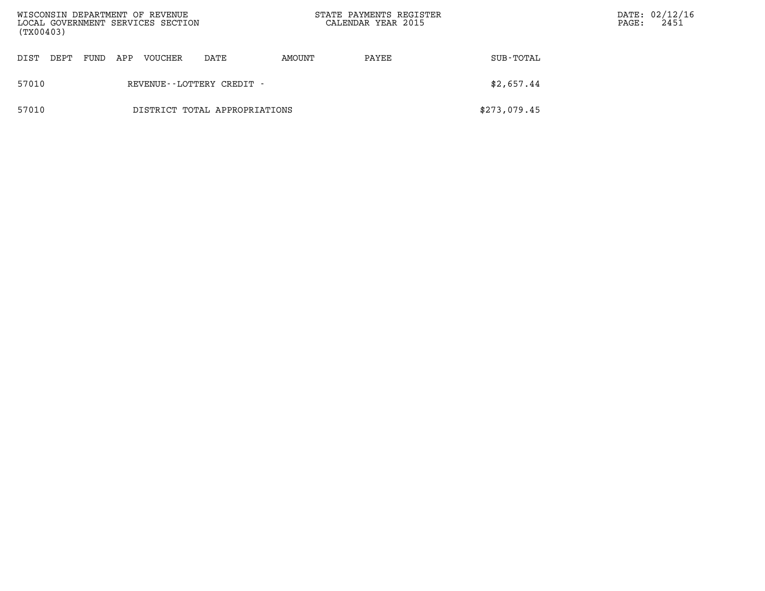| DIST | DEPT | FUND | APP | VOUCHER | DATE | AMOUNT | PAYEE | SUB-TOTAL |
|---|---|---|---|---|---|---|---|---|
| 57010 | | | | REVENUE--LOTTERY CREDIT - | | | | $2,657.44 |
| 57010 | | | | DISTRICT TOTAL APPROPRIATIONS | | | | $273,079.45 |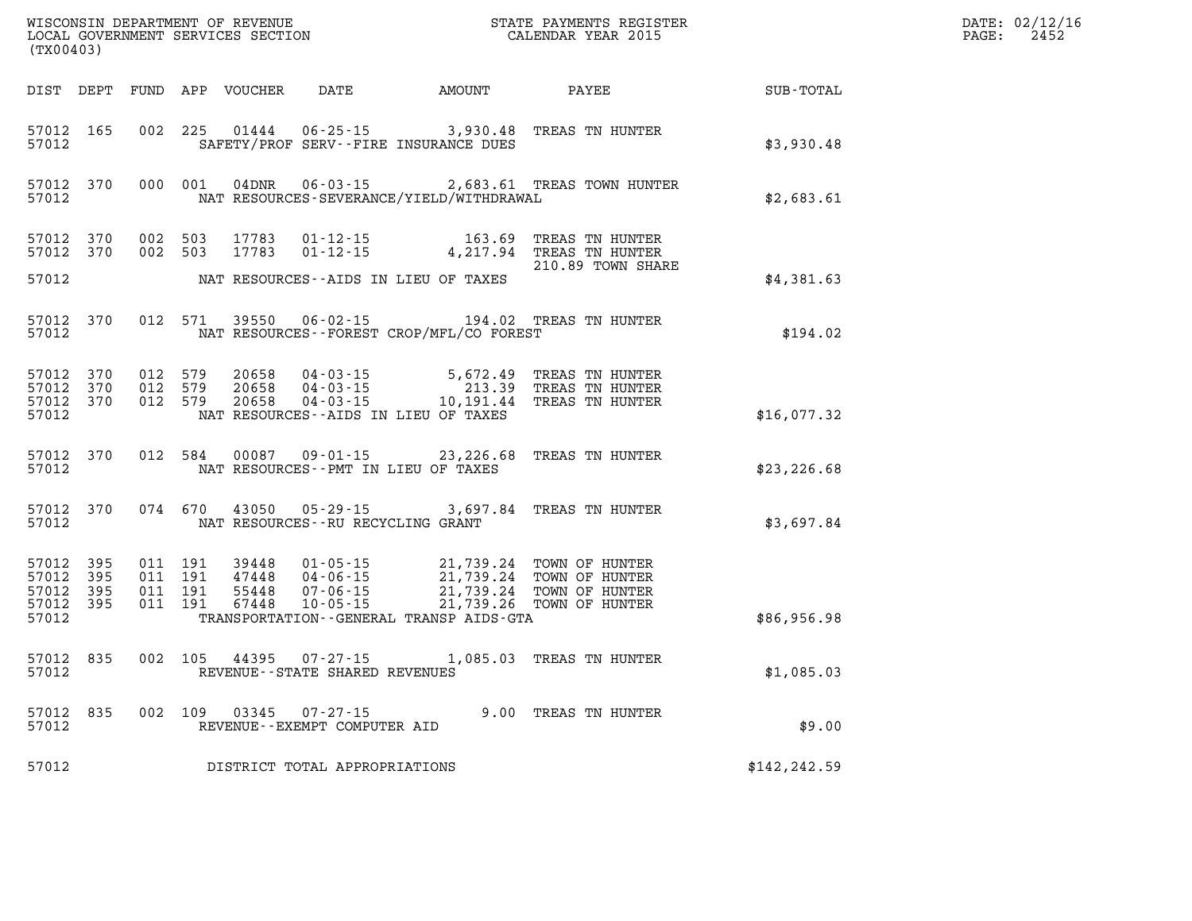WISCONSIN DEPARTMENT OF REVENUE
LOCAL GOVERNMENT SERVICES SECTION
(TX00403)

STATE PAYMENTS REGISTER
CALENDAR YEAR 2015

| DIST | DEPT | FUND | APP | VOUCHER | DATE | AMOUNT | PAYEE | SUB-TOTAL |
|---|---|---|---|---|---|---|---|---|
| 57012 | 165 | 002 | 225 | 01444 | 06-25-15 | 3,930.48 | TREAS TN HUNTER | |
| 57012 | | | | | SAFETY/PROF SERV--FIRE INSURANCE DUES | | | $3,930.48 |
| 57012 | 370 | 000 | 001 | 04DNR | 06-03-15 | 2,683.61 | TREAS TOWN HUNTER | |
| 57012 | | | | | NAT RESOURCES-SEVERANCE/YIELD/WITHDRAWAL | | | $2,683.61 |
| 57012 | 370 | 002 | 503 | 17783 | 01-12-15 | 163.69 | TREAS TN HUNTER | |
| 57012 | 370 | 002 | 503 | 17783 | 01-12-15 | 4,217.94 | TREAS TN HUNTER 210.89 TOWN SHARE | |
| 57012 | | | | | NAT RESOURCES--AIDS IN LIEU OF TAXES | | | $4,381.63 |
| 57012 | 370 | 012 | 571 | 39550 | 06-02-15 | 194.02 | TREAS TN HUNTER | |
| 57012 | | | | | NAT RESOURCES--FOREST CROP/MFL/CO FOREST | | | $194.02 |
| 57012 | 370 | 012 | 579 | 20658 | 04-03-15 | 5,672.49 | TREAS TN HUNTER | |
| 57012 | 370 | 012 | 579 | 20658 | 04-03-15 | 213.39 | TREAS TN HUNTER | |
| 57012 | 370 | 012 | 579 | 20658 | 04-03-15 | 10,191.44 | TREAS TN HUNTER | |
| 57012 | | | | | NAT RESOURCES--AIDS IN LIEU OF TAXES | | | $16,077.32 |
| 57012 | 370 | 012 | 584 | 00087 | 09-01-15 | 23,226.68 | TREAS TN HUNTER | |
| 57012 | | | | | NAT RESOURCES--PMT IN LIEU OF TAXES | | | $23,226.68 |
| 57012 | 370 | 074 | 670 | 43050 | 05-29-15 | 3,697.84 | TREAS TN HUNTER | |
| 57012 | | | | | NAT RESOURCES--RU RECYCLING GRANT | | | $3,697.84 |
| 57012 | 395 | 011 | 191 | 39448 | 01-05-15 | 21,739.24 | TOWN OF HUNTER | |
| 57012 | 395 | 011 | 191 | 47448 | 04-06-15 | 21,739.24 | TOWN OF HUNTER | |
| 57012 | 395 | 011 | 191 | 55448 | 07-06-15 | 21,739.24 | TOWN OF HUNTER | |
| 57012 | 395 | 011 | 191 | 67448 | 10-05-15 | 21,739.26 | TOWN OF HUNTER | |
| 57012 | | | | | TRANSPORTATION--GENERAL TRANSP AIDS-GTA | | | $86,956.98 |
| 57012 | 835 | 002 | 105 | 44395 | 07-27-15 | 1,085.03 | TREAS TN HUNTER | |
| 57012 | | | | | REVENUE--STATE SHARED REVENUES | | | $1,085.03 |
| 57012 | 835 | 002 | 109 | 03345 | 07-27-15 | 9.00 | TREAS TN HUNTER | |
| 57012 | | | | | REVENUE--EXEMPT COMPUTER AID | | | $9.00 |
| 57012 | | | | | DISTRICT TOTAL APPROPRIATIONS | | | $142,242.59 |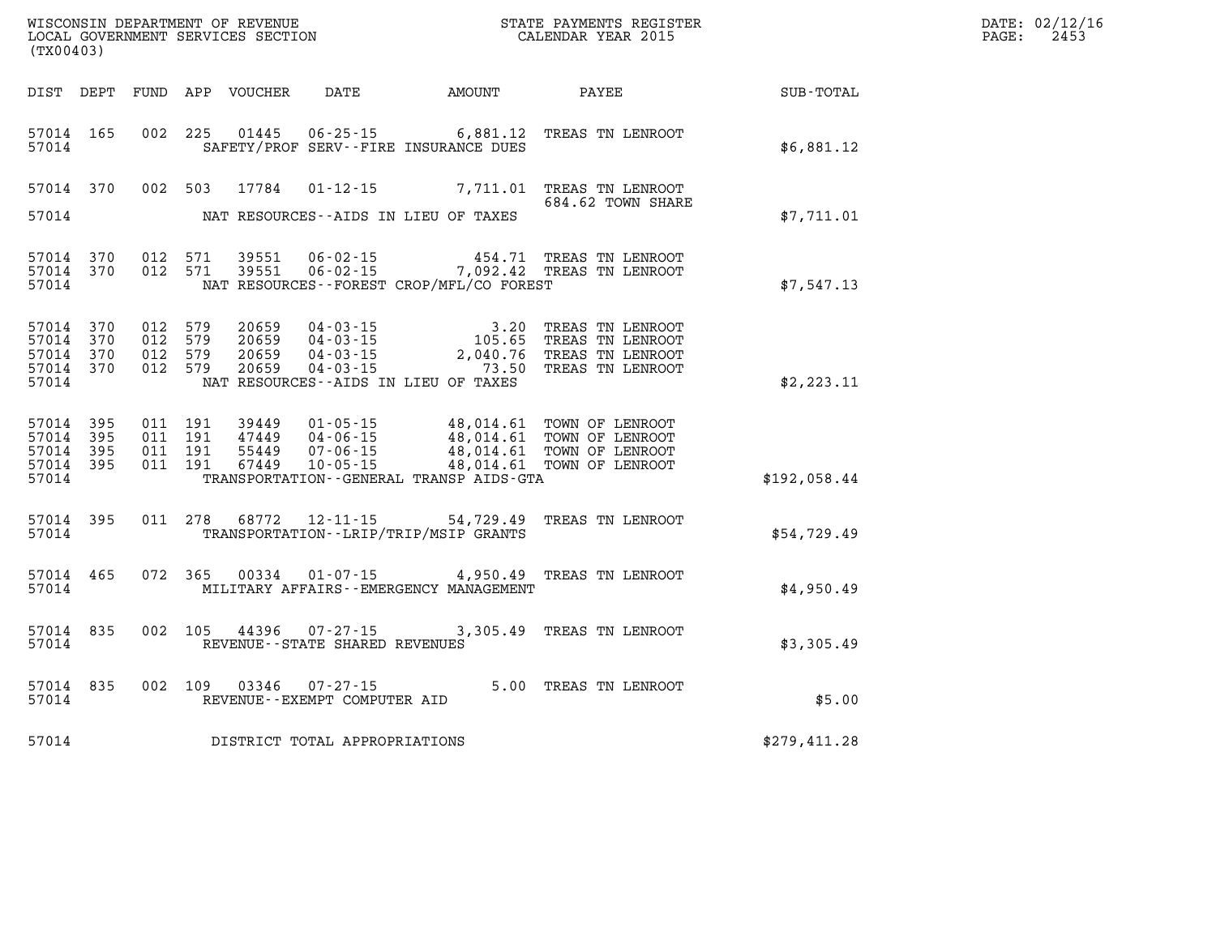WISCONSIN DEPARTMENT OF REVENUE
LOCAL GOVERNMENT SERVICES SECTION
(TX00403)

STATE PAYMENTS REGISTER
CALENDAR YEAR 2015

DATE: 02/12/16
PAGE: 2453

| DIST | DEPT | FUND | APP | VOUCHER | DATE | AMOUNT | PAYEE | SUB-TOTAL |
|---|---|---|---|---|---|---|---|---|
| 57014 | 165 | 002 | 225 | 01445 | 06-25-15 | 6,881.12 | TREAS TN LENROOT | |
| 57014 | | | | | SAFETY/PROF SERV--FIRE INSURANCE DUES | | | $6,881.12 |
| 57014 | 370 | 002 | 503 | 17784 | 01-12-15 | 7,711.01 | TREAS TN LENROOT 684.62 TOWN SHARE | |
| 57014 | | | | | NAT RESOURCES--AIDS IN LIEU OF TAXES | | | $7,711.01 |
| 57014 | 370 | 012 | 571 | 39551 | 06-02-15 | 454.71 | TREAS TN LENROOT | |
| 57014 | 370 | 012 | 571 | 39551 | 06-02-15 | 7,092.42 | TREAS TN LENROOT | |
| 57014 | | | | | NAT RESOURCES--FOREST CROP/MFL/CO FOREST | | | $7,547.13 |
| 57014 | 370 | 012 | 579 | 20659 | 04-03-15 | 3.20 | TREAS TN LENROOT | |
| 57014 | 370 | 012 | 579 | 20659 | 04-03-15 | 105.65 | TREAS TN LENROOT | |
| 57014 | 370 | 012 | 579 | 20659 | 04-03-15 | 2,040.76 | TREAS TN LENROOT | |
| 57014 | 370 | 012 | 579 | 20659 | 04-03-15 | 73.50 | TREAS TN LENROOT | |
| 57014 | | | | | NAT RESOURCES--AIDS IN LIEU OF TAXES | | | $2,223.11 |
| 57014 | 395 | 011 | 191 | 39449 | 01-05-15 | 48,014.61 | TOWN OF LENROOT | |
| 57014 | 395 | 011 | 191 | 47449 | 04-06-15 | 48,014.61 | TOWN OF LENROOT | |
| 57014 | 395 | 011 | 191 | 55449 | 07-06-15 | 48,014.61 | TOWN OF LENROOT | |
| 57014 | 395 | 011 | 191 | 67449 | 10-05-15 | 48,014.61 | TOWN OF LENROOT | |
| 57014 | | | | | TRANSPORTATION--GENERAL TRANSP AIDS-GTA | | | $192,058.44 |
| 57014 | 395 | 011 | 278 | 68772 | 12-11-15 | 54,729.49 | TREAS TN LENROOT | |
| 57014 | | | | | TRANSPORTATION--LRIP/TRIP/MSIP GRANTS | | | $54,729.49 |
| 57014 | 465 | 072 | 365 | 00334 | 01-07-15 | 4,950.49 | TREAS TN LENROOT | |
| 57014 | | | | | MILITARY AFFAIRS--EMERGENCY MANAGEMENT | | | $4,950.49 |
| 57014 | 835 | 002 | 105 | 44396 | 07-27-15 | 3,305.49 | TREAS TN LENROOT | |
| 57014 | | | | | REVENUE--STATE SHARED REVENUES | | | $3,305.49 |
| 57014 | 835 | 002 | 109 | 03346 | 07-27-15 | 5.00 | TREAS TN LENROOT | |
| 57014 | | | | | REVENUE--EXEMPT COMPUTER AID | | | $5.00 |
| 57014 | | | | | DISTRICT TOTAL APPROPRIATIONS | | | $279,411.28 |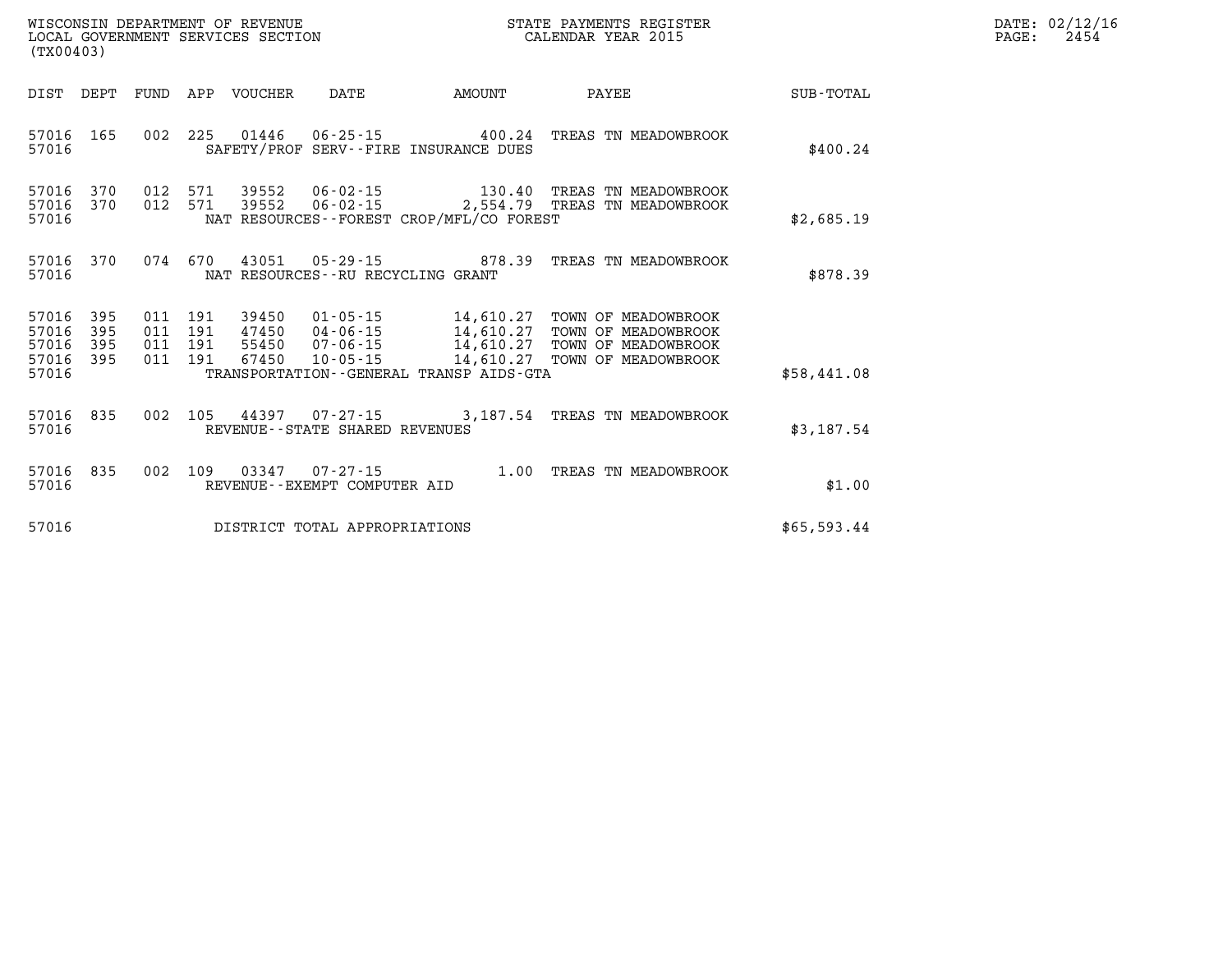WISCONSIN DEPARTMENT OF REVENUE
LOCAL GOVERNMENT SERVICES SECTION
(TX00403)

STATE PAYMENTS REGISTER
CALENDAR YEAR 2015

DATE: 02/12/16

| DIST | DEPT | FUND | APP | VOUCHER | DATE | AMOUNT | PAYEE | SUB-TOTAL |
|---|---|---|---|---|---|---|---|---|
| 57016 | 165 | 002 | 225 | 01446 | 06-25-15 | 400.24 | TREAS TN MEADOWBROOK | |
| 57016 | | | | | SAFETY/PROF SERV--FIRE INSURANCE DUES | | | $400.24 |
| 57016 | 370 | 012 | 571 | 39552 | 06-02-15 | 130.40 | TREAS TN MEADOWBROOK | |
| 57016 | 370 | 012 | 571 | 39552 | 06-02-15 | 2,554.79 | TREAS TN MEADOWBROOK | |
| 57016 | | | | | NAT RESOURCES--FOREST CROP/MFL/CO FOREST | | | $2,685.19 |
| 57016 | 370 | 074 | 670 | 43051 | 05-29-15 | 878.39 | TREAS TN MEADOWBROOK | |
| 57016 | | | | | NAT RESOURCES--RU RECYCLING GRANT | | | $878.39 |
| 57016 | 395 | 011 | 191 | 39450 | 01-05-15 | 14,610.27 | TOWN OF MEADOWBROOK | |
| 57016 | 395 | 011 | 191 | 47450 | 04-06-15 | 14,610.27 | TOWN OF MEADOWBROOK | |
| 57016 | 395 | 011 | 191 | 55450 | 07-06-15 | 14,610.27 | TOWN OF MEADOWBROOK | |
| 57016 | 395 | 011 | 191 | 67450 | 10-05-15 | 14,610.27 | TOWN OF MEADOWBROOK | |
| 57016 | | | | | TRANSPORTATION--GENERAL TRANSP AIDS-GTA | | | $58,441.08 |
| 57016 | 835 | 002 | 105 | 44397 | 07-27-15 | 3,187.54 | TREAS TN MEADOWBROOK | |
| 57016 | | | | | REVENUE--STATE SHARED REVENUES | | | $3,187.54 |
| 57016 | 835 | 002 | 109 | 03347 | 07-27-15 | 1.00 | TREAS TN MEADOWBROOK | |
| 57016 | | | | | REVENUE--EXEMPT COMPUTER AID | | | $1.00 |
| 57016 | | | | | DISTRICT TOTAL APPROPRIATIONS | | | $65,593.44 |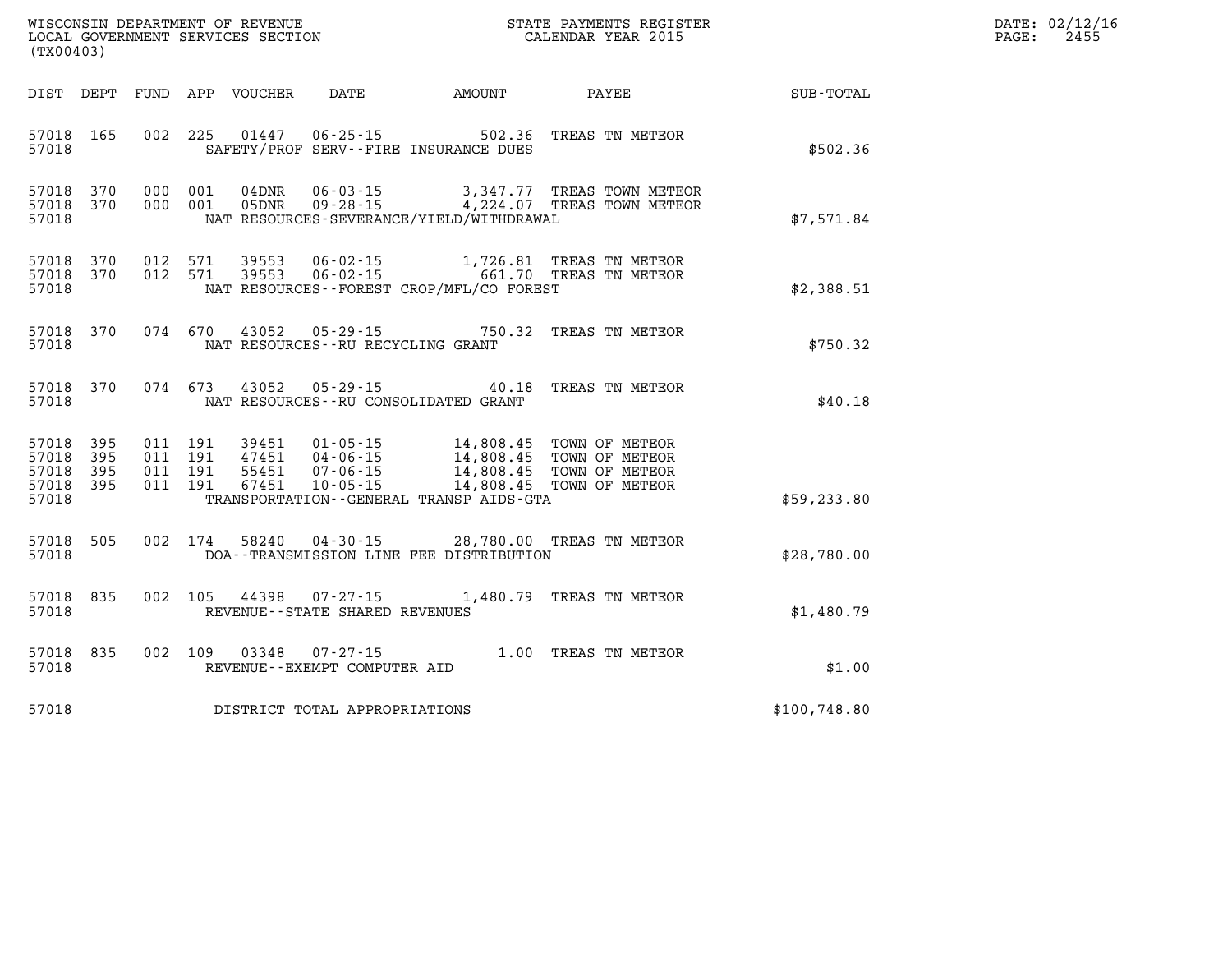WISCONSIN DEPARTMENT OF REVENUE
LOCAL GOVERNMENT SERVICES SECTION
(TX00403)

STATE PAYMENTS REGISTER
CALENDAR YEAR 2015

DATE: 02/12/16
PAGE: 2455

| DIST | DEPT | FUND | APP | VOUCHER | DATE | AMOUNT | PAYEE | SUB-TOTAL |
|---|---|---|---|---|---|---|---|---|
| 57018 | 165 | 002 | 225 | 01447 | 06-25-15 | 502.36 | TREAS TN METEOR | |
| 57018 | | | | | SAFETY/PROF SERV--FIRE INSURANCE DUES | | | $502.36 |
| 57018 | 370 | 000 | 001 | 04DNR | 06-03-15 | 3,347.77 | TREAS TOWN METEOR | |
| 57018 | 370 | 000 | 001 | 05DNR | 09-28-15 | 4,224.07 | TREAS TOWN METEOR | |
| 57018 | | | | | NAT RESOURCES-SEVERANCE/YIELD/WITHDRAWAL | | | $7,571.84 |
| 57018 | 370 | 012 | 571 | 39553 | 06-02-15 | 1,726.81 | TREAS TN METEOR | |
| 57018 | 370 | 012 | 571 | 39553 | 06-02-15 | 661.70 | TREAS TN METEOR | |
| 57018 | | | | | NAT RESOURCES--FOREST CROP/MFL/CO FOREST | | | $2,388.51 |
| 57018 | 370 | 074 | 670 | 43052 | 05-29-15 | 750.32 | TREAS TN METEOR | |
| 57018 | | | | | NAT RESOURCES--RU RECYCLING GRANT | | | $750.32 |
| 57018 | 370 | 074 | 673 | 43052 | 05-29-15 | 40.18 | TREAS TN METEOR | |
| 57018 | | | | | NAT RESOURCES--RU CONSOLIDATED GRANT | | | $40.18 |
| 57018 | 395 | 011 | 191 | 39451 | 01-05-15 | 14,808.45 | TOWN OF METEOR | |
| 57018 | 395 | 011 | 191 | 47451 | 04-06-15 | 14,808.45 | TOWN OF METEOR | |
| 57018 | 395 | 011 | 191 | 55451 | 07-06-15 | 14,808.45 | TOWN OF METEOR | |
| 57018 | 395 | 011 | 191 | 67451 | 10-05-15 | 14,808.45 | TOWN OF METEOR | |
| 57018 | | | | | TRANSPORTATION--GENERAL TRANSP AIDS-GTA | | | $59,233.80 |
| 57018 | 505 | 002 | 174 | 58240 | 04-30-15 | 28,780.00 | TREAS TN METEOR | |
| 57018 | | | | | DOA--TRANSMISSION LINE FEE DISTRIBUTION | | | $28,780.00 |
| 57018 | 835 | 002 | 105 | 44398 | 07-27-15 | 1,480.79 | TREAS TN METEOR | |
| 57018 | | | | | REVENUE--STATE SHARED REVENUES | | | $1,480.79 |
| 57018 | 835 | 002 | 109 | 03348 | 07-27-15 | 1.00 | TREAS TN METEOR | |
| 57018 | | | | | REVENUE--EXEMPT COMPUTER AID | | | $1.00 |
| 57018 | | | | | DISTRICT TOTAL APPROPRIATIONS | | | $100,748.80 |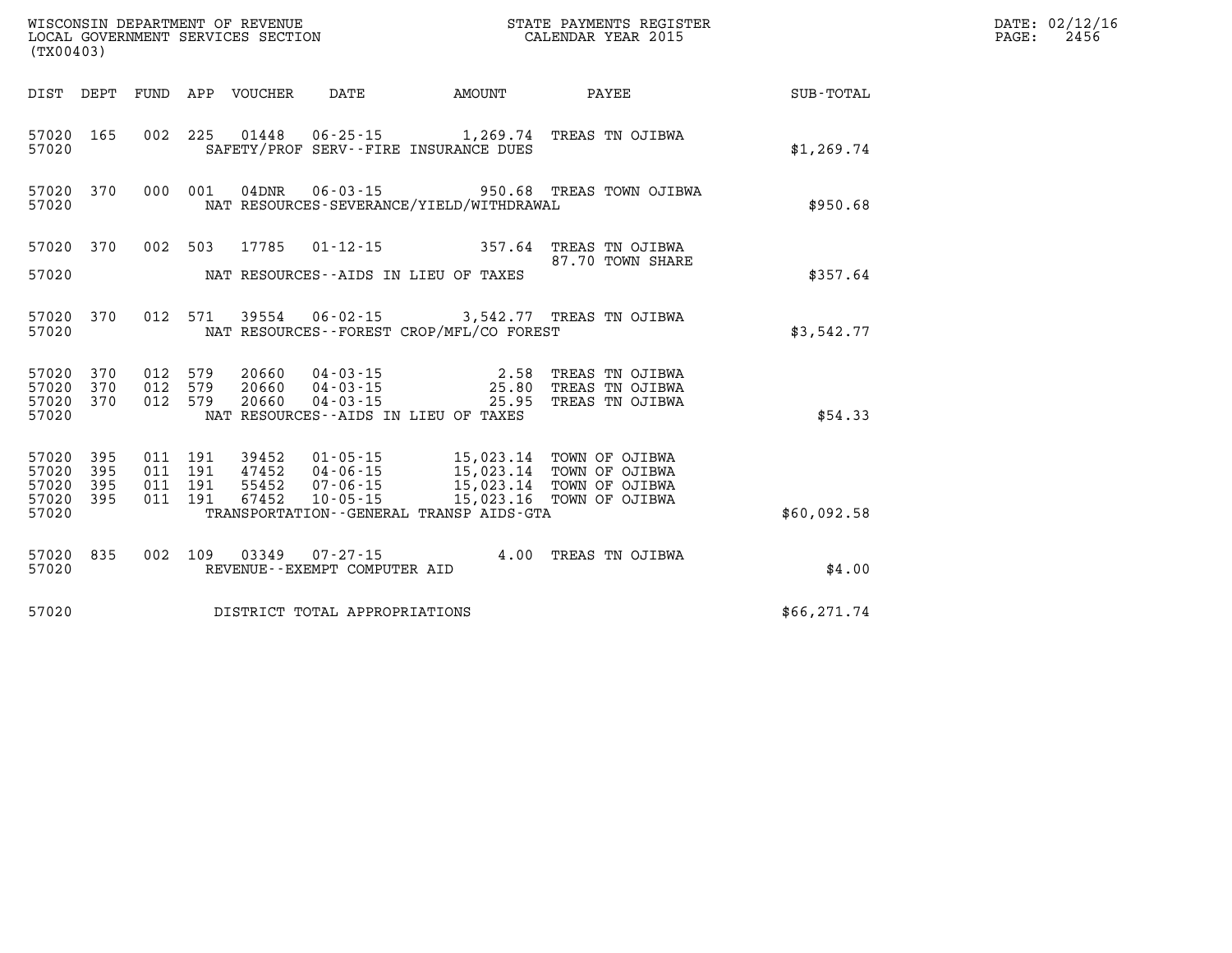WISCONSIN DEPARTMENT OF REVENUE
LOCAL GOVERNMENT SERVICES SECTION
(TX00403)

STATE PAYMENTS REGISTER
CALENDAR YEAR 2015

DATE: 02/12/16
PAGE: 2456

| DIST | DEPT | FUND | APP | VOUCHER | DATE | AMOUNT | PAYEE | SUB-TOTAL |
|---|---|---|---|---|---|---|---|---|
| 57020 | 165 | 002 | 225 | 01448 | 06-25-15 | 1,269.74 | TREAS TN OJIBWA | |
| 57020 | | | | SAFETY/PROF SERV--FIRE INSURANCE DUES | | | | $1,269.74 |
| 57020 | 370 | 000 | 001 | 04DNR | 06-03-15 | 950.68 | TREAS TOWN OJIBWA | |
| 57020 | | | | NAT RESOURCES-SEVERANCE/YIELD/WITHDRAWAL | | | | $950.68 |
| 57020 | 370 | 002 | 503 | 17785 | 01-12-15 | 357.64 | TREAS TN OJIBWA | |
| | | | | | | | 87.70 TOWN SHARE | |
| 57020 | | | | NAT RESOURCES--AIDS IN LIEU OF TAXES | | | | $357.64 |
| 57020 | 370 | 012 | 571 | 39554 | 06-02-15 | 3,542.77 | TREAS TN OJIBWA | |
| 57020 | | | | NAT RESOURCES--FOREST CROP/MFL/CO FOREST | | | | $3,542.77 |
| 57020 | 370 | 012 | 579 | 20660 | 04-03-15 | 2.58 | TREAS TN OJIBWA | |
| 57020 | 370 | 012 | 579 | 20660 | 04-03-15 | 25.80 | TREAS TN OJIBWA | |
| 57020 | 370 | 012 | 579 | 20660 | 04-03-15 | 25.95 | TREAS TN OJIBWA | |
| 57020 | | | | NAT RESOURCES--AIDS IN LIEU OF TAXES | | | | $54.33 |
| 57020 | 395 | 011 | 191 | 39452 | 01-05-15 | 15,023.14 | TOWN OF OJIBWA | |
| 57020 | 395 | 011 | 191 | 47452 | 04-06-15 | 15,023.14 | TOWN OF OJIBWA | |
| 57020 | 395 | 011 | 191 | 55452 | 07-06-15 | 15,023.14 | TOWN OF OJIBWA | |
| 57020 | 395 | 011 | 191 | 67452 | 10-05-15 | 15,023.16 | TOWN OF OJIBWA | |
| 57020 | | | | TRANSPORTATION--GENERAL TRANSP AIDS-GTA | | | | $60,092.58 |
| 57020 | 835 | 002 | 109 | 03349 | 07-27-15 | 4.00 | TREAS TN OJIBWA | |
| 57020 | | | | REVENUE--EXEMPT COMPUTER AID | | | | $4.00 |
| 57020 | | | | DISTRICT TOTAL APPROPRIATIONS | | | | $66,271.74 |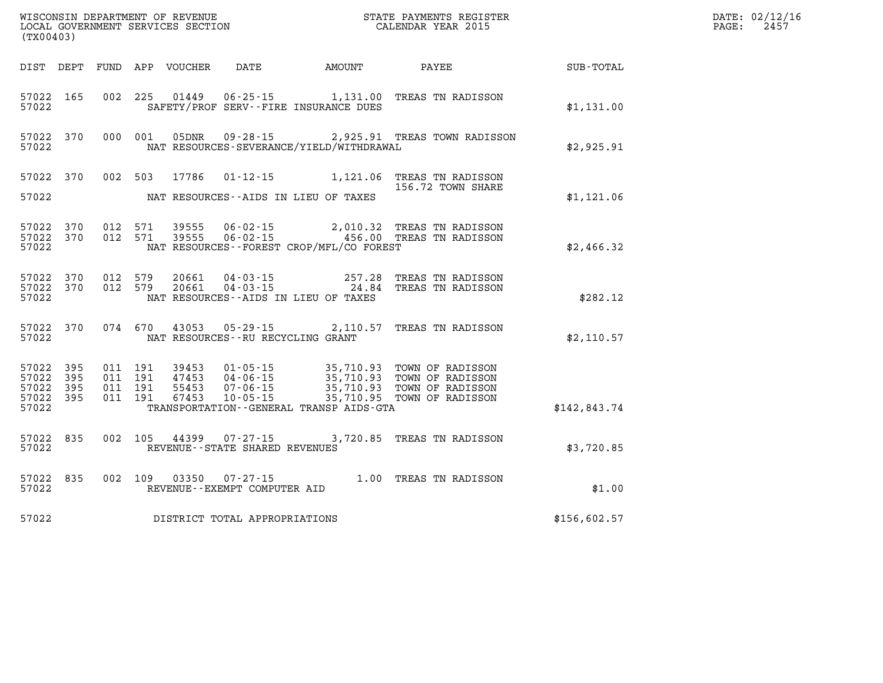WISCONSIN DEPARTMENT OF REVENUE
LOCAL GOVERNMENT SERVICES SECTION
(TX00403)

STATE PAYMENTS REGISTER
CALENDAR YEAR 2015

DATE: 02/12/16
PAGE: 2457

| DIST | DEPT | FUND | APP | VOUCHER | DATE | AMOUNT | PAYEE | SUB-TOTAL |
|---|---|---|---|---|---|---|---|---|
| 57022 | 165 | 002 | 225 | 01449 | 06-25-15 | 1,131.00 | TREAS TN RADISSON | |
| 57022 | | | | | SAFETY/PROF SERV--FIRE INSURANCE DUES | | | $1,131.00 |
| 57022 | 370 | 000 | 001 | 05DNR | 09-28-15 | 2,925.91 | TREAS TOWN RADISSON | |
| 57022 | | | | | NAT RESOURCES-SEVERANCE/YIELD/WITHDRAWAL | | | $2,925.91 |
| 57022 | 370 | 002 | 503 | 17786 | 01-12-15 | 1,121.06 | TREAS TN RADISSON<br>156.72 TOWN SHARE | |
| 57022 | | | | | NAT RESOURCES--AIDS IN LIEU OF TAXES | | | $1,121.06 |
| 57022 | 370 | 012 | 571 | 39555 | 06-02-15 | 2,010.32 | TREAS TN RADISSON | |
| 57022 | 370 | 012 | 571 | 39555 | 06-02-15 | 456.00 | TREAS TN RADISSON | |
| 57022 | | | | | NAT RESOURCES--FOREST CROP/MFL/CO FOREST | | | $2,466.32 |
| 57022 | 370 | 012 | 579 | 20661 | 04-03-15 | 257.28 | TREAS TN RADISSON | |
| 57022 | 370 | 012 | 579 | 20661 | 04-03-15 | 24.84 | TREAS TN RADISSON | |
| 57022 | | | | | NAT RESOURCES--AIDS IN LIEU OF TAXES | | | $282.12 |
| 57022 | 370 | 074 | 670 | 43053 | 05-29-15 | 2,110.57 | TREAS TN RADISSON | |
| 57022 | | | | | NAT RESOURCES--RU RECYCLING GRANT | | | $2,110.57 |
| 57022 | 395 | 011 | 191 | 39453 | 01-05-15 | 35,710.93 | TOWN OF RADISSON | |
| 57022 | 395 | 011 | 191 | 47453 | 04-06-15 | 35,710.93 | TOWN OF RADISSON | |
| 57022 | 395 | 011 | 191 | 55453 | 07-06-15 | 35,710.93 | TOWN OF RADISSON | |
| 57022 | 395 | 011 | 191 | 67453 | 10-05-15 | 35,710.95 | TOWN OF RADISSON | |
| 57022 | | | | | TRANSPORTATION--GENERAL TRANSP AIDS-GTA | | | $142,843.74 |
| 57022 | 835 | 002 | 105 | 44399 | 07-27-15 | 3,720.85 | TREAS TN RADISSON | |
| 57022 | | | | | REVENUE--STATE SHARED REVENUES | | | $3,720.85 |
| 57022 | 835 | 002 | 109 | 03350 | 07-27-15 | 1.00 | TREAS TN RADISSON | |
| 57022 | | | | | REVENUE--EXEMPT COMPUTER AID | | | $1.00 |
| 57022 | | | | | DISTRICT TOTAL APPROPRIATIONS | | | $156,602.57 |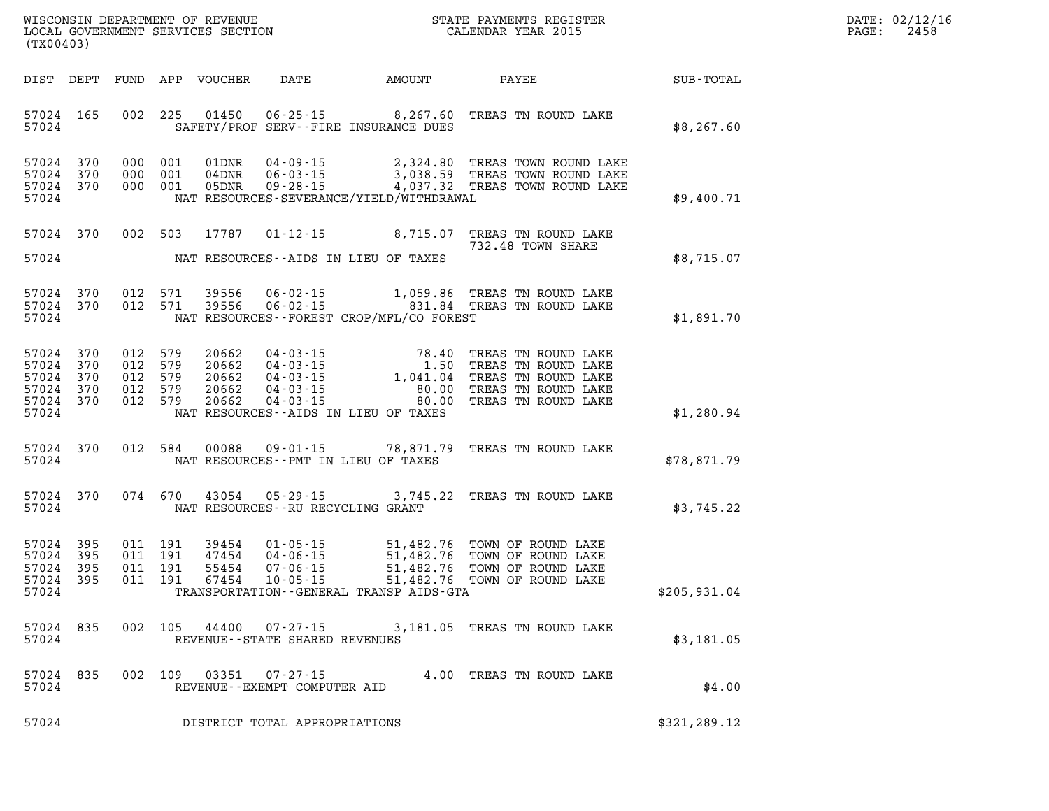WISCONSIN DEPARTMENT OF REVENUE
LOCAL GOVERNMENT SERVICES SECTION
(TX00403)

STATE PAYMENTS REGISTER
CALENDAR YEAR 2015

DATE: 02/12/16

| DIST | DEPT | FUND | APP | VOUCHER | DATE | AMOUNT | PAYEE | SUB-TOTAL |
|---|---|---|---|---|---|---|---|---|
| 57024 | 165 | 002 | 225 | 01450 | 06-25-15 | 8,267.60 | TREAS TN ROUND LAKE | |
| 57024 | | | | | SAFETY/PROF SERV--FIRE INSURANCE DUES | | | $8,267.60 |
| 57024 | 370 | 000 | 001 | 01DNR | 04-09-15 | 2,324.80 | TREAS TOWN ROUND LAKE | |
| 57024 | 370 | 000 | 001 | 04DNR | 06-03-15 | 3,038.59 | TREAS TOWN ROUND LAKE | |
| 57024 | 370 | 000 | 001 | 05DNR | 09-28-15 | 4,037.32 | TREAS TOWN ROUND LAKE | |
| 57024 | | | | | NAT RESOURCES-SEVERANCE/YIELD/WITHDRAWAL | | | $9,400.71 |
| 57024 | 370 | 002 | 503 | 17787 | 01-12-15 | 8,715.07 | TREAS TN ROUND LAKE 732.48 TOWN SHARE | |
| 57024 | | | | | NAT RESOURCES--AIDS IN LIEU OF TAXES | | | $8,715.07 |
| 57024 | 370 | 012 | 571 | 39556 | 06-02-15 | 1,059.86 | TREAS TN ROUND LAKE | |
| 57024 | 370 | 012 | 571 | 39556 | 06-02-15 | 831.84 | TREAS TN ROUND LAKE | |
| 57024 | | | | | NAT RESOURCES--FOREST CROP/MFL/CO FOREST | | | $1,891.70 |
| 57024 | 370 | 012 | 579 | 20662 | 04-03-15 | 78.40 | TREAS TN ROUND LAKE | |
| 57024 | 370 | 012 | 579 | 20662 | 04-03-15 | 1.50 | TREAS TN ROUND LAKE | |
| 57024 | 370 | 012 | 579 | 20662 | 04-03-15 | 1,041.04 | TREAS TN ROUND LAKE | |
| 57024 | 370 | 012 | 579 | 20662 | 04-03-15 | 80.00 | TREAS TN ROUND LAKE | |
| 57024 | 370 | 012 | 579 | 20662 | 04-03-15 | 80.00 | TREAS TN ROUND LAKE | |
| 57024 | | | | | NAT RESOURCES--AIDS IN LIEU OF TAXES | | | $1,280.94 |
| 57024 | 370 | 012 | 584 | 00088 | 09-01-15 | 78,871.79 | TREAS TN ROUND LAKE | |
| 57024 | | | | | NAT RESOURCES--PMT IN LIEU OF TAXES | | | $78,871.79 |
| 57024 | 370 | 074 | 670 | 43054 | 05-29-15 | 3,745.22 | TREAS TN ROUND LAKE | |
| 57024 | | | | | NAT RESOURCES--RU RECYCLING GRANT | | | $3,745.22 |
| 57024 | 395 | 011 | 191 | 39454 | 01-05-15 | 51,482.76 | TOWN OF ROUND LAKE | |
| 57024 | 395 | 011 | 191 | 47454 | 04-06-15 | 51,482.76 | TOWN OF ROUND LAKE | |
| 57024 | 395 | 011 | 191 | 55454 | 07-06-15 | 51,482.76 | TOWN OF ROUND LAKE | |
| 57024 | 395 | 011 | 191 | 67454 | 10-05-15 | 51,482.76 | TOWN OF ROUND LAKE | |
| 57024 | | | | | TRANSPORTATION--GENERAL TRANSP AIDS-GTA | | | $205,931.04 |
| 57024 | 835 | 002 | 105 | 44400 | 07-27-15 | 3,181.05 | TREAS TN ROUND LAKE | |
| 57024 | | | | | REVENUE--STATE SHARED REVENUES | | | $3,181.05 |
| 57024 | 835 | 002 | 109 | 03351 | 07-27-15 | 4.00 | TREAS TN ROUND LAKE | |
| 57024 | | | | | REVENUE--EXEMPT COMPUTER AID | | | $4.00 |
| 57024 | | | | | DISTRICT TOTAL APPROPRIATIONS | | | $321,289.12 |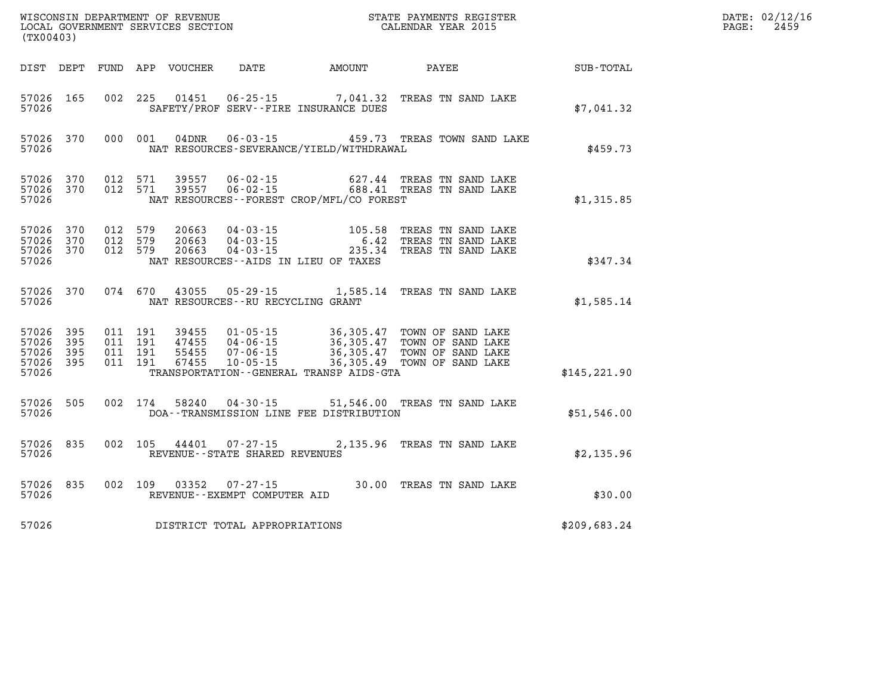WISCONSIN DEPARTMENT OF REVENUE
LOCAL GOVERNMENT SERVICES SECTION
(TX00403)

STATE PAYMENTS REGISTER
CALENDAR YEAR 2015

DATE: 02/12/16

| DIST | DEPT | FUND | APP | VOUCHER | DATE | AMOUNT | PAYEE | SUB-TOTAL |
|---|---|---|---|---|---|---|---|---|
| 57026 | 165 | 002 | 225 | 01451 | 06-25-15 | 7,041.32 | TREAS TN SAND LAKE | |
| 57026 | | | | SAFETY/PROF SERV--FIRE INSURANCE DUES | | | | $7,041.32 |
| 57026 | 370 | 000 | 001 | 04DNR | 06-03-15 | 459.73 | TREAS TOWN SAND LAKE | |
| 57026 | | | | NAT RESOURCES-SEVERANCE/YIELD/WITHDRAWAL | | | | $459.73 |
| 57026 | 370 | 012 | 571 | 39557 | 06-02-15 | 627.44 | TREAS TN SAND LAKE | |
| 57026 | 370 | 012 | 571 | 39557 | 06-02-15 | 688.41 | TREAS TN SAND LAKE | |
| 57026 | | | | NAT RESOURCES--FOREST CROP/MFL/CO FOREST | | | | $1,315.85 |
| 57026 | 370 | 012 | 579 | 20663 | 04-03-15 | 105.58 | TREAS TN SAND LAKE | |
| 57026 | 370 | 012 | 579 | 20663 | 04-03-15 | 6.42 | TREAS TN SAND LAKE | |
| 57026 | 370 | 012 | 579 | 20663 | 04-03-15 | 235.34 | TREAS TN SAND LAKE | |
| 57026 | | | | NAT RESOURCES--AIDS IN LIEU OF TAXES | | | | $347.34 |
| 57026 | 370 | 074 | 670 | 43055 | 05-29-15 | 1,585.14 | TREAS TN SAND LAKE | |
| 57026 | | | | NAT RESOURCES--RU RECYCLING GRANT | | | | $1,585.14 |
| 57026 | 395 | 011 | 191 | 39455 | 01-05-15 | 36,305.47 | TOWN OF SAND LAKE | |
| 57026 | 395 | 011 | 191 | 47455 | 04-06-15 | 36,305.47 | TOWN OF SAND LAKE | |
| 57026 | 395 | 011 | 191 | 55455 | 07-06-15 | 36,305.47 | TOWN OF SAND LAKE | |
| 57026 | 395 | 011 | 191 | 67455 | 10-05-15 | 36,305.49 | TOWN OF SAND LAKE | |
| 57026 | | | | TRANSPORTATION--GENERAL TRANSP AIDS-GTA | | | | $145,221.90 |
| 57026 | 505 | 002 | 174 | 58240 | 04-30-15 | 51,546.00 | TREAS TN SAND LAKE | |
| 57026 | | | | DOA--TRANSMISSION LINE FEE DISTRIBUTION | | | | $51,546.00 |
| 57026 | 835 | 002 | 105 | 44401 | 07-27-15 | 2,135.96 | TREAS TN SAND LAKE | |
| 57026 | | | | REVENUE--STATE SHARED REVENUES | | | | $2,135.96 |
| 57026 | 835 | 002 | 109 | 03352 | 07-27-15 | 30.00 | TREAS TN SAND LAKE | |
| 57026 | | | | REVENUE--EXEMPT COMPUTER AID | | | | $30.00 |
| 57026 | | | | DISTRICT TOTAL APPROPRIATIONS | | | | $209,683.24 |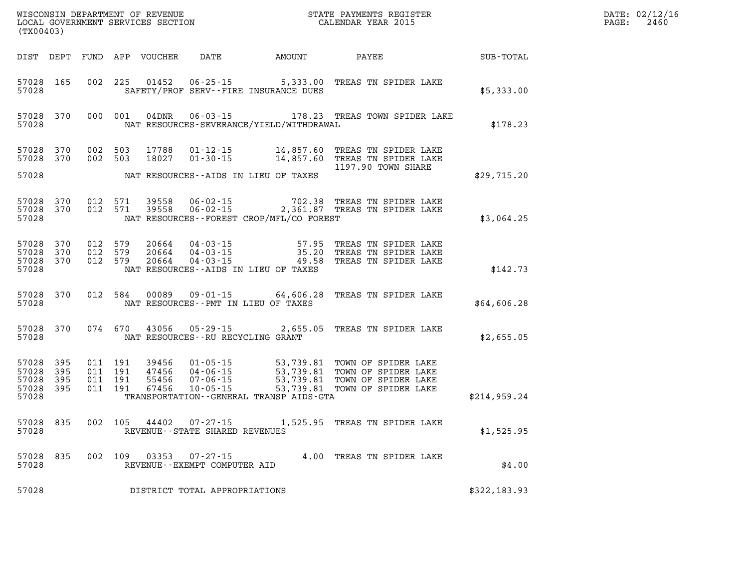WISCONSIN DEPARTMENT OF REVENUE
LOCAL GOVERNMENT SERVICES SECTION
(TX00403)

STATE PAYMENTS REGISTER
CALENDAR YEAR 2015

DATE: 02/12/16
PAGE: 2460

| DIST | DEPT | FUND | APP | VOUCHER | DATE | AMOUNT | PAYEE | SUB-TOTAL |
|---|---|---|---|---|---|---|---|---|
| 57028 | 165 | 002 | 225 | 01452 | 06-25-15 | 5,333.00 | TREAS TN SPIDER LAKE | |
| 57028 | | | | | SAFETY/PROF SERV--FIRE INSURANCE DUES | | | $5,333.00 |
| 57028 | 370 | 000 | 001 | 04DNR | 06-03-15 | 178.23 | TREAS TOWN SPIDER LAKE | |
| 57028 | | | | | NAT RESOURCES-SEVERANCE/YIELD/WITHDRAWAL | | | $178.23 |
| 57028 | 370 | 002 | 503 | 17788 | 01-12-15 | 14,857.60 | TREAS TN SPIDER LAKE | |
| 57028 | 370 | 002 | 503 | 18027 | 01-30-15 | 14,857.60 | TREAS TN SPIDER LAKE 1197.90 TOWN SHARE | |
| 57028 | | | | | NAT RESOURCES--AIDS IN LIEU OF TAXES | | | $29,715.20 |
| 57028 | 370 | 012 | 571 | 39558 | 06-02-15 | 702.38 | TREAS TN SPIDER LAKE | |
| 57028 | 370 | 012 | 571 | 39558 | 06-02-15 | 2,361.87 | TREAS TN SPIDER LAKE | |
| 57028 | | | | | NAT RESOURCES--FOREST CROP/MFL/CO FOREST | | | $3,064.25 |
| 57028 | 370 | 012 | 579 | 20664 | 04-03-15 | 57.95 | TREAS TN SPIDER LAKE | |
| 57028 | 370 | 012 | 579 | 20664 | 04-03-15 | 35.20 | TREAS TN SPIDER LAKE | |
| 57028 | 370 | 012 | 579 | 20664 | 04-03-15 | 49.58 | TREAS TN SPIDER LAKE | |
| 57028 | | | | | NAT RESOURCES--AIDS IN LIEU OF TAXES | | | $142.73 |
| 57028 | 370 | 012 | 584 | 00089 | 09-01-15 | 64,606.28 | TREAS TN SPIDER LAKE | |
| 57028 | | | | | NAT RESOURCES--PMT IN LIEU OF TAXES | | | $64,606.28 |
| 57028 | 370 | 074 | 670 | 43056 | 05-29-15 | 2,655.05 | TREAS TN SPIDER LAKE | |
| 57028 | | | | | NAT RESOURCES--RU RECYCLING GRANT | | | $2,655.05 |
| 57028 | 395 | 011 | 191 | 39456 | 01-05-15 | 53,739.81 | TOWN OF SPIDER LAKE | |
| 57028 | 395 | 011 | 191 | 47456 | 04-06-15 | 53,739.81 | TOWN OF SPIDER LAKE | |
| 57028 | 395 | 011 | 191 | 55456 | 07-06-15 | 53,739.81 | TOWN OF SPIDER LAKE | |
| 57028 | 395 | 011 | 191 | 67456 | 10-05-15 | 53,739.81 | TOWN OF SPIDER LAKE | |
| 57028 | | | | | TRANSPORTATION--GENERAL TRANSP AIDS-GTA | | | $214,959.24 |
| 57028 | 835 | 002 | 105 | 44402 | 07-27-15 | 1,525.95 | TREAS TN SPIDER LAKE | |
| 57028 | | | | | REVENUE--STATE SHARED REVENUES | | | $1,525.95 |
| 57028 | 835 | 002 | 109 | 03353 | 07-27-15 | 4.00 | TREAS TN SPIDER LAKE | |
| 57028 | | | | | REVENUE--EXEMPT COMPUTER AID | | | $4.00 |
| 57028 | | | | | DISTRICT TOTAL APPROPRIATIONS | | | $322,183.93 |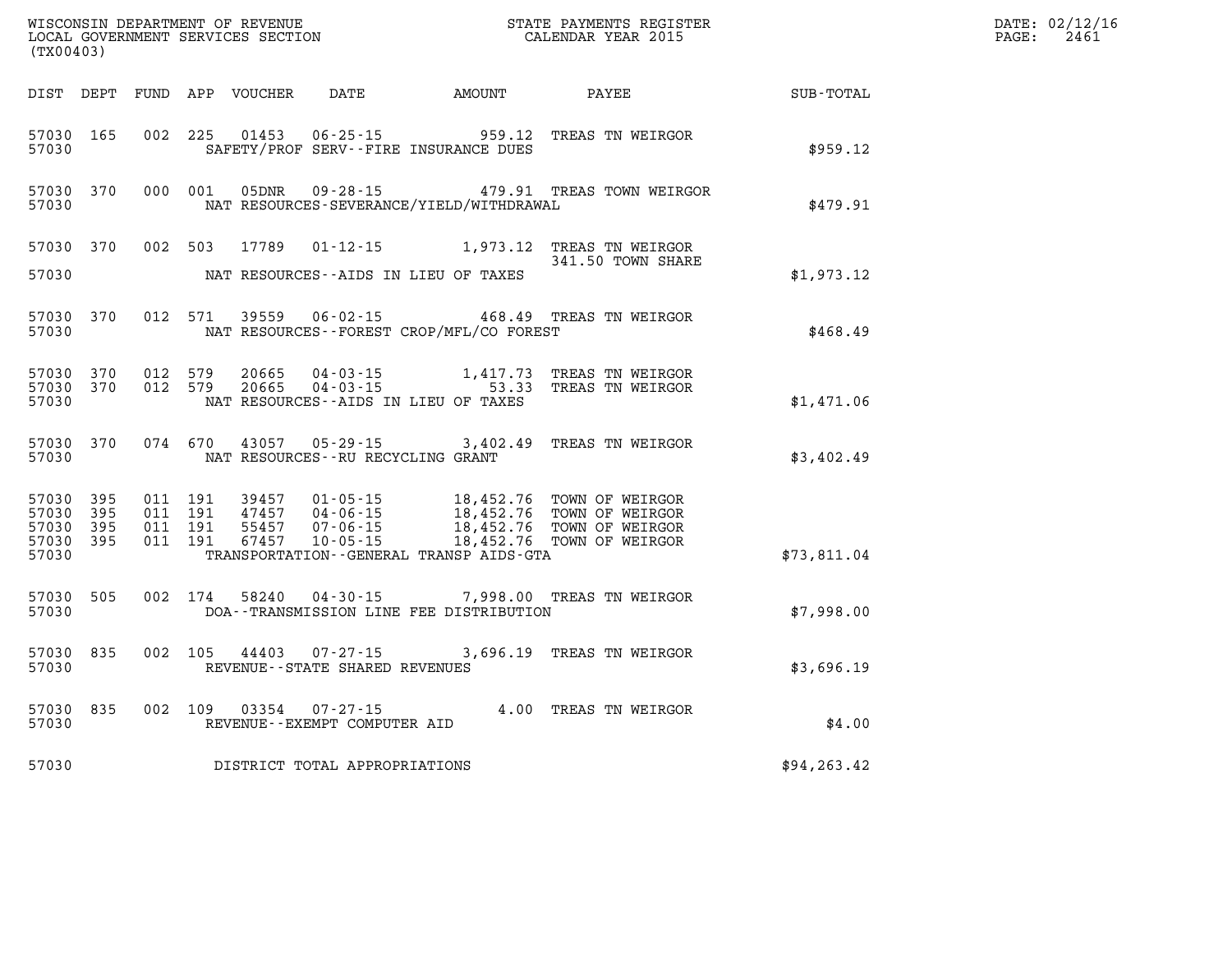WISCONSIN DEPARTMENT OF REVENUE
LOCAL GOVERNMENT SERVICES SECTION
(TX00403)

STATE PAYMENTS REGISTER
CALENDAR YEAR 2015

DATE: 02/12/16

| DIST | DEPT | FUND | APP | VOUCHER | DATE | AMOUNT | PAYEE | SUB-TOTAL |
|---|---|---|---|---|---|---|---|---|
| 57030 | 165 | 002 | 225 | 01453 | 06-25-15 | 959.12 | TREAS TN WEIRGOR | |
| 57030 | | | | | SAFETY/PROF SERV--FIRE INSURANCE DUES | | | $959.12 |
| 57030 | 370 | 000 | 001 | 05DNR | 09-28-15 | 479.91 | TREAS TOWN WEIRGOR | |
| 57030 | | | | | NAT RESOURCES-SEVERANCE/YIELD/WITHDRAWAL | | | $479.91 |
| 57030 | 370 | 002 | 503 | 17789 | 01-12-15 | 1,973.12 | TREAS TN WEIRGOR 341.50 TOWN SHARE | |
| 57030 | | | | | NAT RESOURCES--AIDS IN LIEU OF TAXES | | | $1,973.12 |
| 57030 | 370 | 012 | 571 | 39559 | 06-02-15 | 468.49 | TREAS TN WEIRGOR | |
| 57030 | | | | | NAT RESOURCES--FOREST CROP/MFL/CO FOREST | | | $468.49 |
| 57030 | 370 | 012 | 579 | 20665 | 04-03-15 | 1,417.73 | TREAS TN WEIRGOR | |
| 57030 | 370 | 012 | 579 | 20665 | 04-03-15 | 53.33 | TREAS TN WEIRGOR | |
| 57030 | | | | | NAT RESOURCES--AIDS IN LIEU OF TAXES | | | $1,471.06 |
| 57030 | 370 | 074 | 670 | 43057 | 05-29-15 | 3,402.49 | TREAS TN WEIRGOR | |
| 57030 | | | | | NAT RESOURCES--RU RECYCLING GRANT | | | $3,402.49 |
| 57030 | 395 | 011 | 191 | 39457 | 01-05-15 | 18,452.76 | TOWN OF WEIRGOR | |
| 57030 | 395 | 011 | 191 | 47457 | 04-06-15 | 18,452.76 | TOWN OF WEIRGOR | |
| 57030 | 395 | 011 | 191 | 55457 | 07-06-15 | 18,452.76 | TOWN OF WEIRGOR | |
| 57030 | 395 | 011 | 191 | 67457 | 10-05-15 | 18,452.76 | TOWN OF WEIRGOR | |
| 57030 | | | | | TRANSPORTATION--GENERAL TRANSP AIDS-GTA | | | $73,811.04 |
| 57030 | 505 | 002 | 174 | 58240 | 04-30-15 | 7,998.00 | TREAS TN WEIRGOR | |
| 57030 | | | | | DOA--TRANSMISSION LINE FEE DISTRIBUTION | | | $7,998.00 |
| 57030 | 835 | 002 | 105 | 44403 | 07-27-15 | 3,696.19 | TREAS TN WEIRGOR | |
| 57030 | | | | | REVENUE--STATE SHARED REVENUES | | | $3,696.19 |
| 57030 | 835 | 002 | 109 | 03354 | 07-27-15 | 4.00 | TREAS TN WEIRGOR | |
| 57030 | | | | | REVENUE--EXEMPT COMPUTER AID | | | $4.00 |
| 57030 | | | | | DISTRICT TOTAL APPROPRIATIONS | | | $94,263.42 |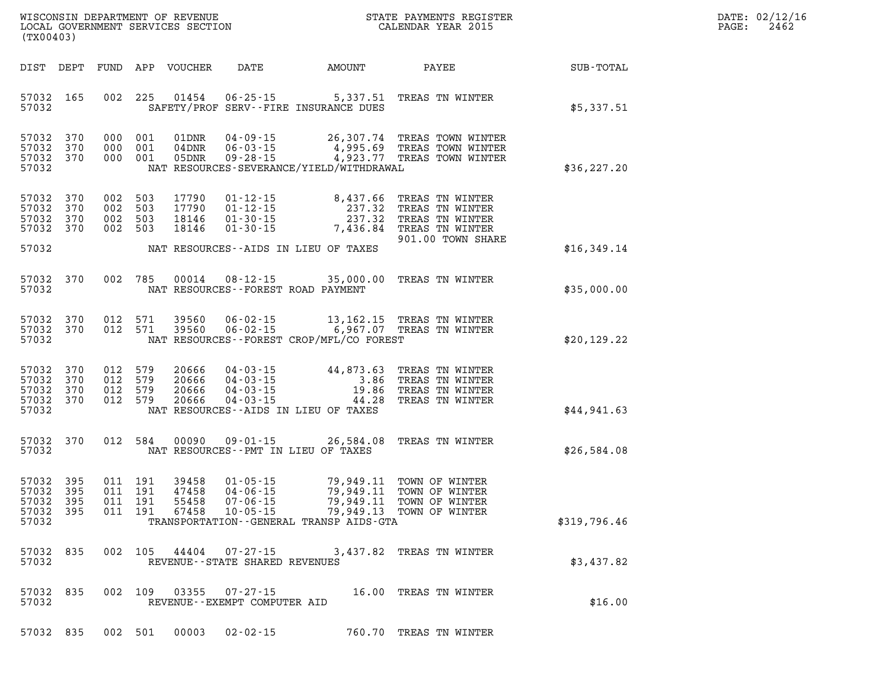WISCONSIN DEPARTMENT OF REVENUE
LOCAL GOVERNMENT SERVICES SECTION
(TX00403)

STATE PAYMENTS REGISTER
CALENDAR YEAR 2015

| DIST | DEPT | FUND | APP | VOUCHER | DATE | AMOUNT | PAYEE | SUB-TOTAL |
|---|---|---|---|---|---|---|---|---|
| 57032 | 165 | 002 | 225 | 01454 | 06-25-15 | 5,337.51 | TREAS TN WINTER | |
| 57032 | | | | | SAFETY/PROF SERV--FIRE INSURANCE DUES | | | $5,337.51 |
| 57032 | 370 | 000 | 001 | 01DNR | 04-09-15 | 26,307.74 | TREAS TOWN WINTER | |
| 57032 | 370 | 000 | 001 | 04DNR | 06-03-15 | 4,995.69 | TREAS TOWN WINTER | |
| 57032 | 370 | 000 | 001 | 05DNR | 09-28-15 | 4,923.77 | TREAS TOWN WINTER | |
| 57032 | | | | | NAT RESOURCES-SEVERANCE/YIELD/WITHDRAWAL | | | $36,227.20 |
| 57032 | 370 | 002 | 503 | 17790 | 01-12-15 | 8,437.66 | TREAS TN WINTER | |
| 57032 | 370 | 002 | 503 | 17790 | 01-12-15 | 237.32 | TREAS TN WINTER | |
| 57032 | 370 | 002 | 503 | 18146 | 01-30-15 | 237.32 | TREAS TN WINTER | |
| 57032 | 370 | 002 | 503 | 18146 | 01-30-15 | 7,436.84 | TREAS TN WINTER<br>901.00 TOWN SHARE | |
| 57032 | | | | | NAT RESOURCES--AIDS IN LIEU OF TAXES | | | $16,349.14 |
| 57032 | 370 | 002 | 785 | 00014 | 08-12-15 | 35,000.00 | TREAS TN WINTER | |
| 57032 | | | | | NAT RESOURCES--FOREST ROAD PAYMENT | | | $35,000.00 |
| 57032 | 370 | 012 | 571 | 39560 | 06-02-15 | 13,162.15 | TREAS TN WINTER | |
| 57032 | 370 | 012 | 571 | 39560 | 06-02-15 | 6,967.07 | TREAS TN WINTER | |
| 57032 | | | | | NAT RESOURCES--FOREST CROP/MFL/CO FOREST | | | $20,129.22 |
| 57032 | 370 | 012 | 579 | 20666 | 04-03-15 | 44,873.63 | TREAS TN WINTER | |
| 57032 | 370 | 012 | 579 | 20666 | 04-03-15 | 3.86 | TREAS TN WINTER | |
| 57032 | 370 | 012 | 579 | 20666 | 04-03-15 | 19.86 | TREAS TN WINTER | |
| 57032 | 370 | 012 | 579 | 20666 | 04-03-15 | 44.28 | TREAS TN WINTER | |
| 57032 | | | | | NAT RESOURCES--AIDS IN LIEU OF TAXES | | | $44,941.63 |
| 57032 | 370 | 012 | 584 | 00090 | 09-01-15 | 26,584.08 | TREAS TN WINTER | |
| 57032 | | | | | NAT RESOURCES--PMT IN LIEU OF TAXES | | | $26,584.08 |
| 57032 | 395 | 011 | 191 | 39458 | 01-05-15 | 79,949.11 | TOWN OF WINTER | |
| 57032 | 395 | 011 | 191 | 47458 | 04-06-15 | 79,949.11 | TOWN OF WINTER | |
| 57032 | 395 | 011 | 191 | 55458 | 07-06-15 | 79,949.11 | TOWN OF WINTER | |
| 57032 | 395 | 011 | 191 | 67458 | 10-05-15 | 79,949.13 | TOWN OF WINTER | |
| 57032 | | | | | TRANSPORTATION--GENERAL TRANSP AIDS-GTA | | | $319,796.46 |
| 57032 | 835 | 002 | 105 | 44404 | 07-27-15 | 3,437.82 | TREAS TN WINTER | |
| 57032 | | | | | REVENUE--STATE SHARED REVENUES | | | $3,437.82 |
| 57032 | 835 | 002 | 109 | 03355 | 07-27-15 | 16.00 | TREAS TN WINTER | |
| 57032 | | | | | REVENUE--EXEMPT COMPUTER AID | | | $16.00 |
| 57032 | 835 | 002 | 501 | 00003 | 02-02-15 | 760.70 | TREAS TN WINTER | |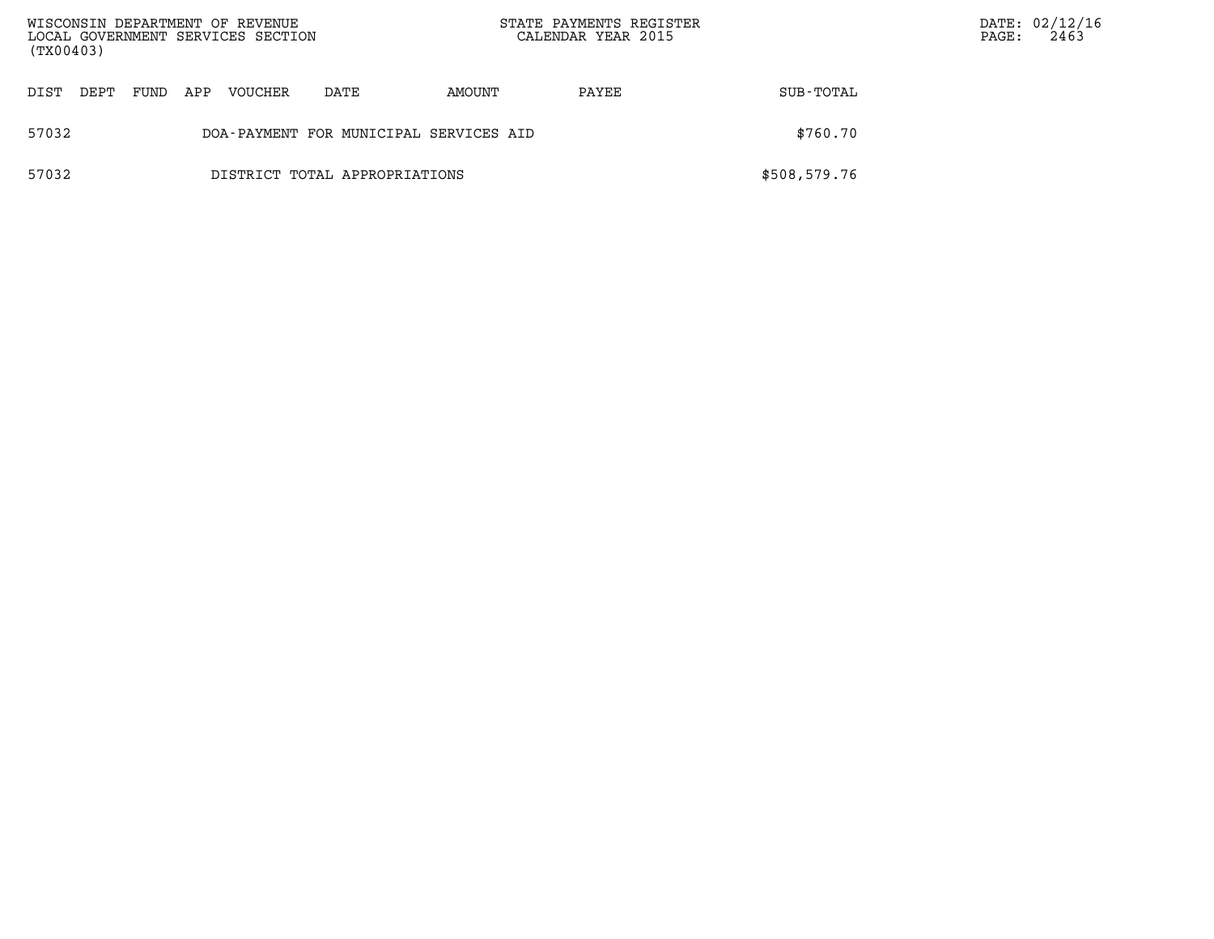| DIST | DEPT | FUND | APP | VOUCHER | DATE | AMOUNT | PAYEE | SUB-TOTAL |
| --- | --- | --- | --- | --- | --- | --- | --- | --- |
| 57032 | | | | DOA-PAYMENT FOR MUNICIPAL SERVICES AID | | | | $760.70 |
| 57032 | | | | DISTRICT TOTAL APPROPRIATIONS | | | | $508,579.76 |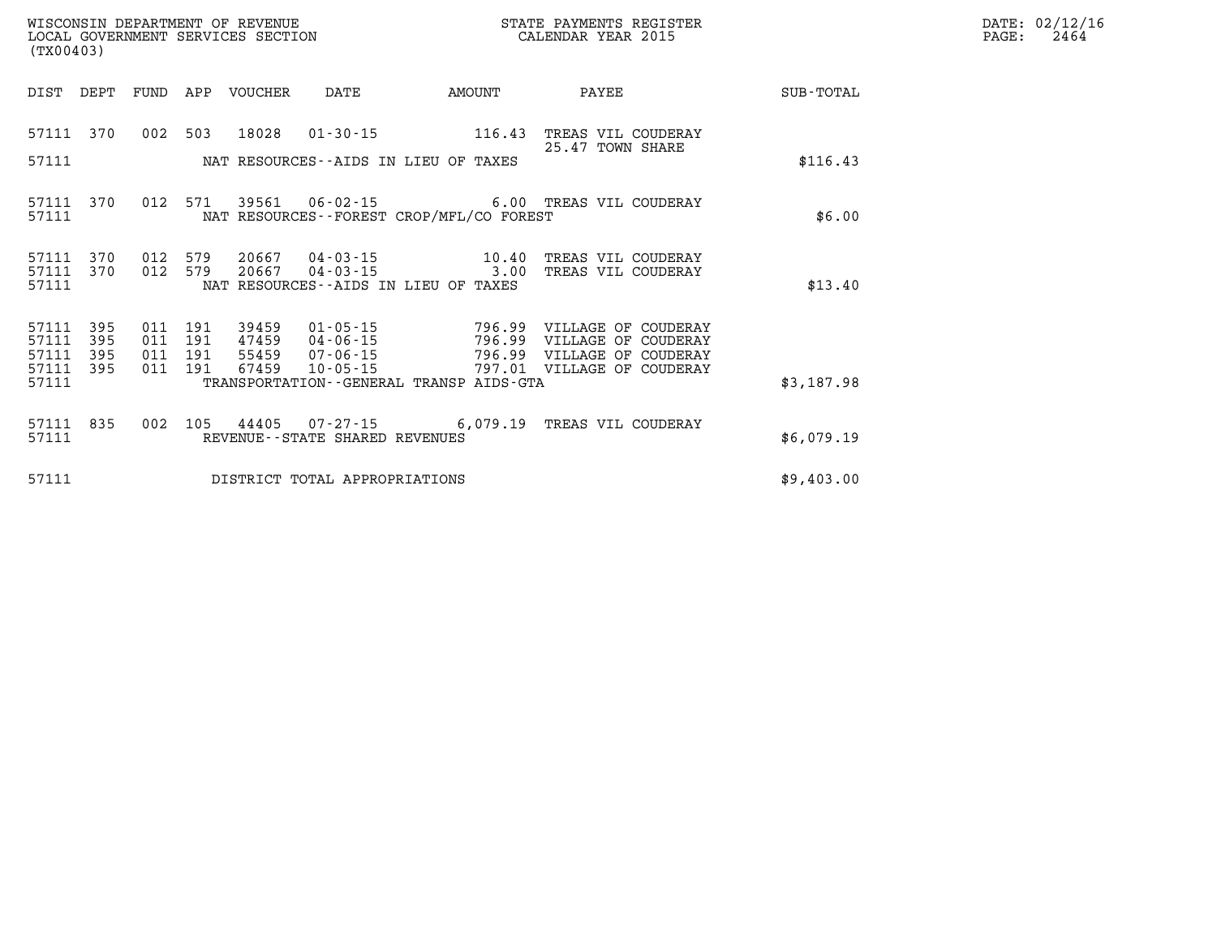WISCONSIN DEPARTMENT OF REVENUE
LOCAL GOVERNMENT SERVICES SECTION
(TX00403)

STATE PAYMENTS REGISTER
CALENDAR YEAR 2015

DATE: 02/12/16
PAGE: 2464

| DIST | DEPT | FUND | APP | VOUCHER | DATE | AMOUNT | PAYEE | SUB-TOTAL |
|---|---|---|---|---|---|---|---|---|
| 57111 | 370 | 002 | 503 | 18028 | 01-30-15 | 116.43 | TREAS VIL COUDERAY | |
| | | | | | | | 25.47 TOWN SHARE | |
| 57111 | | | | NAT RESOURCES--AIDS IN LIEU OF TAXES | | | | $116.43 |
| 57111 | 370 | 012 | 571 | 39561 | 06-02-15 | 6.00 | TREAS VIL COUDERAY | |
| 57111 | | | | NAT RESOURCES--FOREST CROP/MFL/CO FOREST | | | | $6.00 |
| 57111 | 370 | 012 | 579 | 20667 | 04-03-15 | 10.40 | TREAS VIL COUDERAY | |
| 57111 | 370 | 012 | 579 | 20667 | 04-03-15 | 3.00 | TREAS VIL COUDERAY | |
| 57111 | | | | NAT RESOURCES--AIDS IN LIEU OF TAXES | | | | $13.40 |
| 57111 | 395 | 011 | 191 | 39459 | 01-05-15 | 796.99 | VILLAGE OF COUDERAY | |
| 57111 | 395 | 011 | 191 | 47459 | 04-06-15 | 796.99 | VILLAGE OF COUDERAY | |
| 57111 | 395 | 011 | 191 | 55459 | 07-06-15 | 796.99 | VILLAGE OF COUDERAY | |
| 57111 | 395 | 011 | 191 | 67459 | 10-05-15 | 797.01 | VILLAGE OF COUDERAY | |
| 57111 | | | | TRANSPORTATION--GENERAL TRANSP AIDS-GTA | | | | $3,187.98 |
| 57111 | 835 | 002 | 105 | 44405 | 07-27-15 | 6,079.19 | TREAS VIL COUDERAY | |
| 57111 | | | | REVENUE--STATE SHARED REVENUES | | | | $6,079.19 |
| 57111 | | | | DISTRICT TOTAL APPROPRIATIONS | | | | $9,403.00 |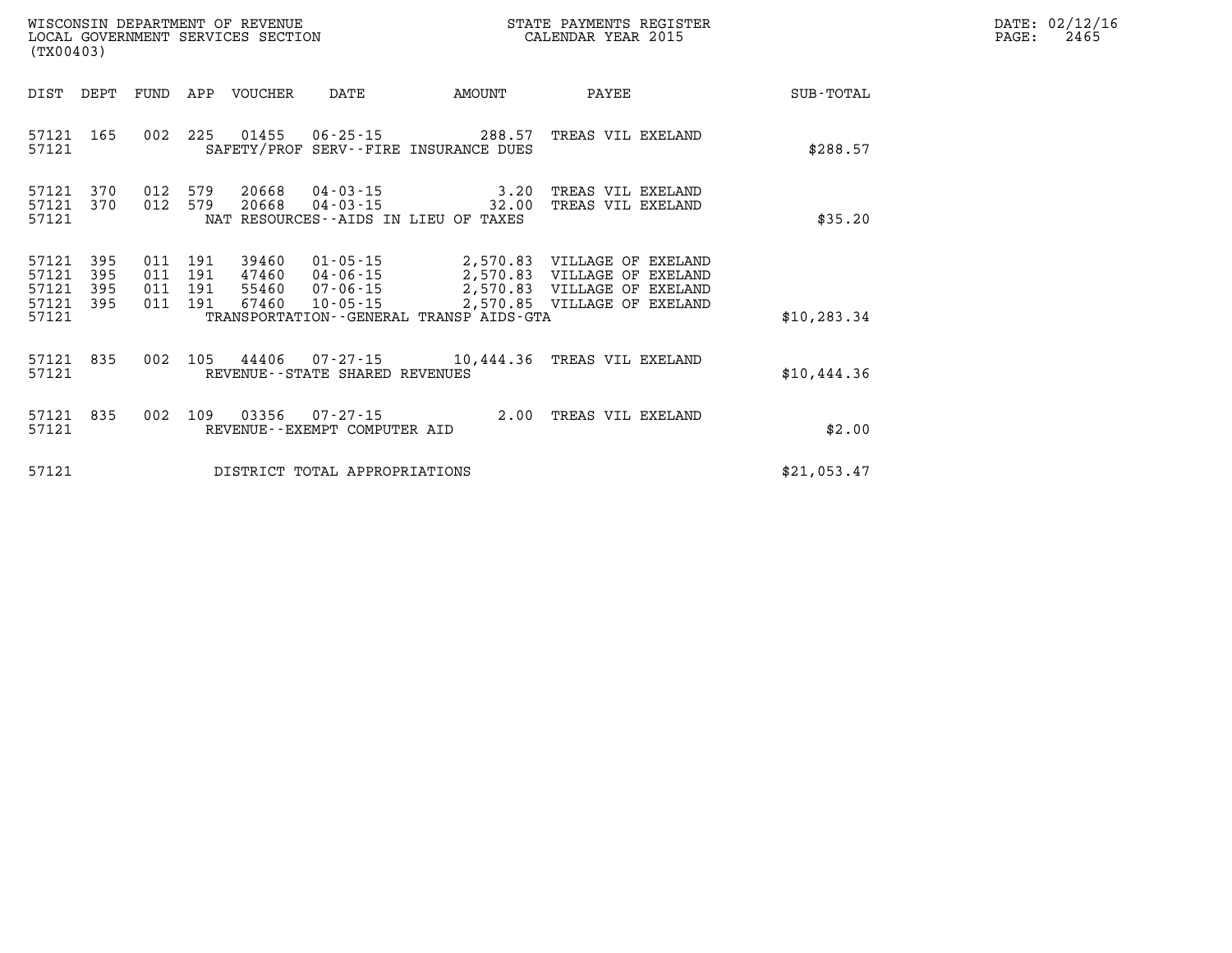WISCONSIN DEPARTMENT OF REVENUE
LOCAL GOVERNMENT SERVICES SECTION
(TX00403)

STATE PAYMENTS REGISTER
CALENDAR YEAR 2015

DATE: 02/12/16
PAGE: 2465

| DIST | DEPT | FUND | APP | VOUCHER | DATE | AMOUNT | PAYEE | SUB-TOTAL |
|---|---|---|---|---|---|---|---|---|
| 57121 | 165 | 002 | 225 | 01455 | 06-25-15 | 288.57 | TREAS VIL EXELAND | |
| 57121 | | | | SAFETY/PROF SERV--FIRE INSURANCE DUES | | | | $288.57 |
| 57121 | 370 | 012 | 579 | 20668 | 04-03-15 | 3.20 | TREAS VIL EXELAND | |
| 57121 | 370 | 012 | 579 | 20668 | 04-03-15 | 32.00 | TREAS VIL EXELAND | |
| 57121 | | | | NAT RESOURCES--AIDS IN LIEU OF TAXES | | | | $35.20 |
| 57121 | 395 | 011 | 191 | 39460 | 01-05-15 | 2,570.83 | VILLAGE OF EXELAND | |
| 57121 | 395 | 011 | 191 | 47460 | 04-06-15 | 2,570.83 | VILLAGE OF EXELAND | |
| 57121 | 395 | 011 | 191 | 55460 | 07-06-15 | 2,570.83 | VILLAGE OF EXELAND | |
| 57121 | 395 | 011 | 191 | 67460 | 10-05-15 | 2,570.85 | VILLAGE OF EXELAND | |
| 57121 | | | | TRANSPORTATION--GENERAL TRANSP AIDS-GTA | | | | $10,283.34 |
| 57121 | 835 | 002 | 105 | 44406 | 07-27-15 | 10,444.36 | TREAS VIL EXELAND | |
| 57121 | | | | REVENUE--STATE SHARED REVENUES | | | | $10,444.36 |
| 57121 | 835 | 002 | 109 | 03356 | 07-27-15 | 2.00 | TREAS VIL EXELAND | |
| 57121 | | | | REVENUE--EXEMPT COMPUTER AID | | | | $2.00 |
| 57121 | | | | DISTRICT TOTAL APPROPRIATIONS | | | | $21,053.47 |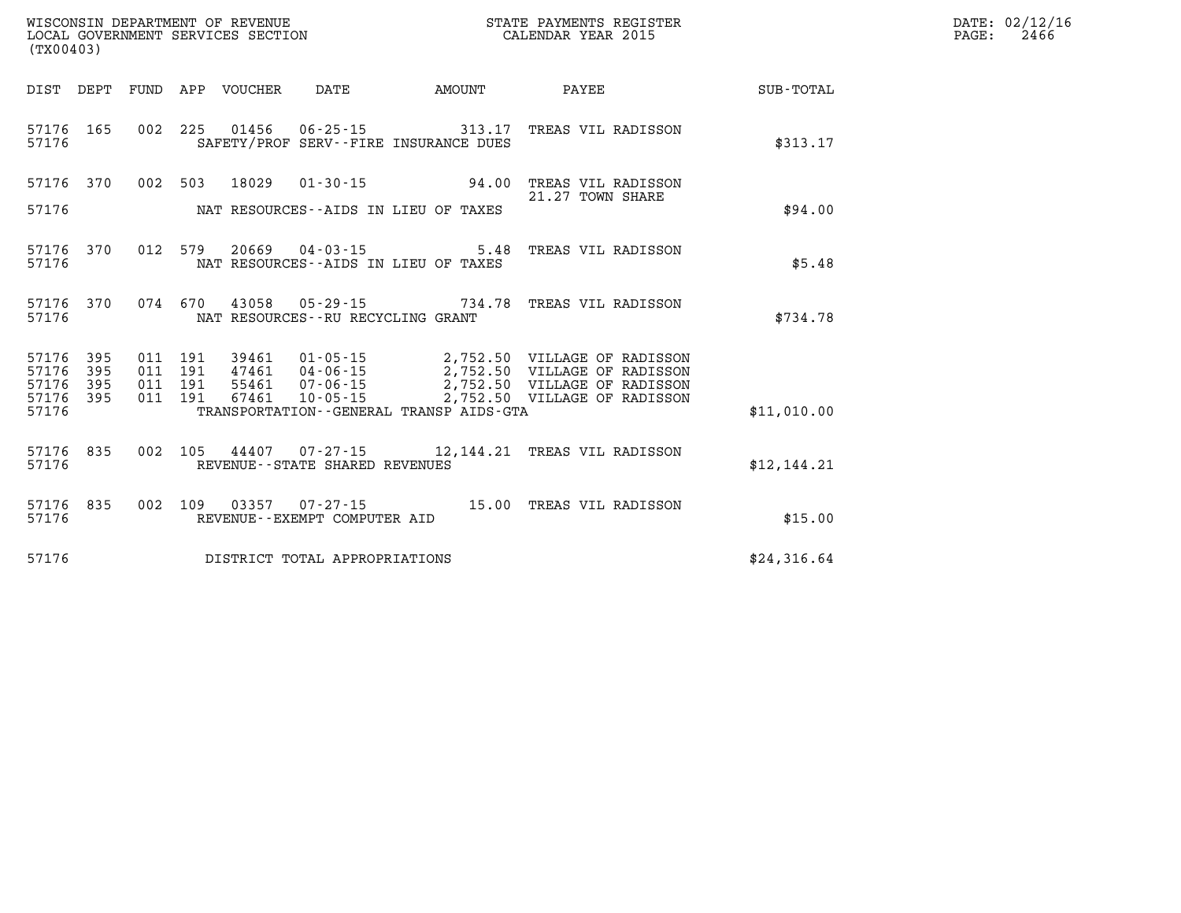WISCONSIN DEPARTMENT OF REVENUE
LOCAL GOVERNMENT SERVICES SECTION
(TX00403)

STATE PAYMENTS REGISTER
CALENDAR YEAR 2015

DATE: 02/12/16

| DIST | DEPT | FUND | APP | VOUCHER | DATE | AMOUNT | PAYEE | SUB-TOTAL |
|---|---|---|---|---|---|---|---|---|
| 57176 | 165 | 002 | 225 | 01456 | 06-25-15 | 313.17 | TREAS VIL RADISSON | |
| 57176 | | | | | SAFETY/PROF SERV--FIRE INSURANCE DUES | | | $313.17 |
| 57176 | 370 | 002 | 503 | 18029 | 01-30-15 | 94.00 | TREAS VIL RADISSON 21.27 TOWN SHARE | |
| 57176 | | | | | NAT RESOURCES--AIDS IN LIEU OF TAXES | | | $94.00 |
| 57176 | 370 | 012 | 579 | 20669 | 04-03-15 | 5.48 | TREAS VIL RADISSON | |
| 57176 | | | | | NAT RESOURCES--AIDS IN LIEU OF TAXES | | | $5.48 |
| 57176 | 370 | 074 | 670 | 43058 | 05-29-15 | 734.78 | TREAS VIL RADISSON | |
| 57176 | | | | | NAT RESOURCES--RU RECYCLING GRANT | | | $734.78 |
| 57176 | 395 | 011 | 191 | 39461 | 01-05-15 | 2,752.50 | VILLAGE OF RADISSON | |
| 57176 | 395 | 011 | 191 | 47461 | 04-06-15 | 2,752.50 | VILLAGE OF RADISSON | |
| 57176 | 395 | 011 | 191 | 55461 | 07-06-15 | 2,752.50 | VILLAGE OF RADISSON | |
| 57176 | 395 | 011 | 191 | 67461 | 10-05-15 | 2,752.50 | VILLAGE OF RADISSON | |
| 57176 | | | | | TRANSPORTATION--GENERAL TRANSP AIDS-GTA | | | $11,010.00 |
| 57176 | 835 | 002 | 105 | 44407 | 07-27-15 | 12,144.21 | TREAS VIL RADISSON | |
| 57176 | | | | | REVENUE--STATE SHARED REVENUES | | | $12,144.21 |
| 57176 | 835 | 002 | 109 | 03357 | 07-27-15 | 15.00 | TREAS VIL RADISSON | |
| 57176 | | | | | REVENUE--EXEMPT COMPUTER AID | | | $15.00 |
| 57176 | | | | | DISTRICT TOTAL APPROPRIATIONS | | | $24,316.64 |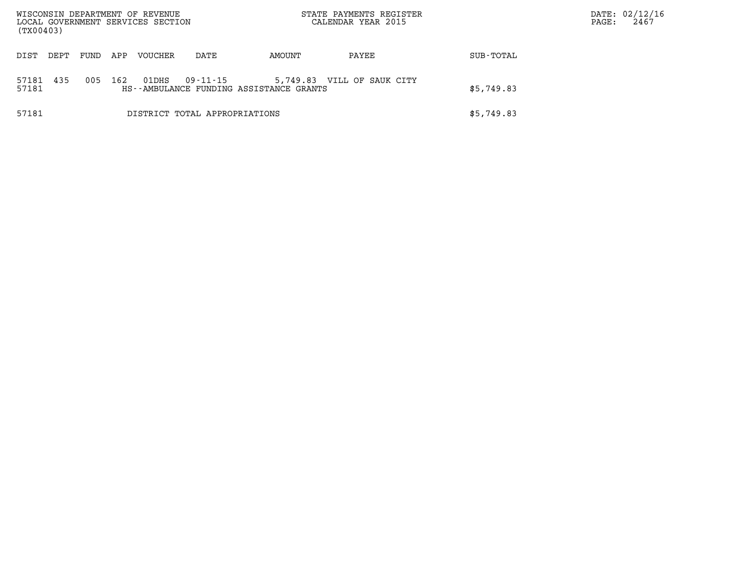WISCONSIN DEPARTMENT OF REVENUE
LOCAL GOVERNMENT SERVICES SECTION
(TX00403)

STATE PAYMENTS REGISTER
CALENDAR YEAR 2015

DATE: 02/12/16
PAGE: 2467

| DIST | DEPT | FUND | APP | VOUCHER | DATE | AMOUNT | PAYEE | SUB-TOTAL |
|---|---|---|---|---|---|---|---|---|
| 57181 | 435 | 005 | 162 | 01DHS | 09-11-15 | 5,749.83 | VILL OF SAUK CITY | |
| 57181 | | | | HS--AMBULANCE FUNDING ASSISTANCE GRANTS | | | | $5,749.83 |
| 57181 | | | | DISTRICT TOTAL APPROPRIATIONS | | | | $5,749.83 |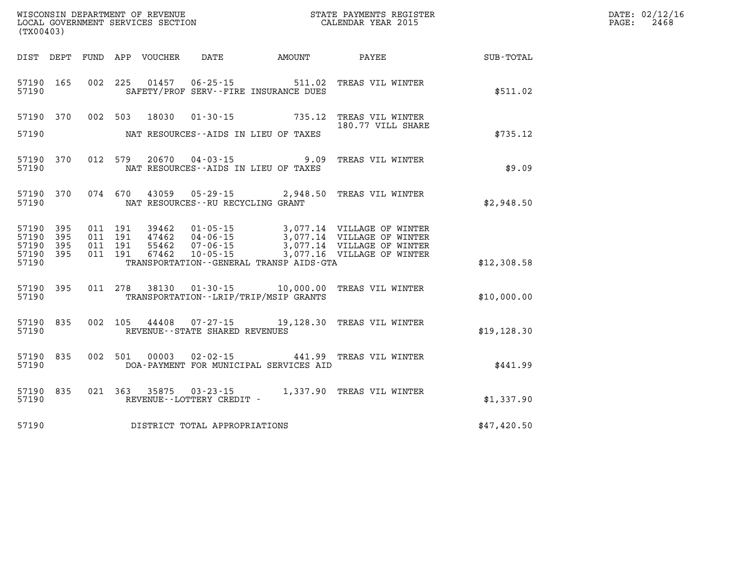WISCONSIN DEPARTMENT OF REVENUE
LOCAL GOVERNMENT SERVICES SECTION
(TX00403)

STATE PAYMENTS REGISTER
CALENDAR YEAR 2015

DATE: 02/12/16

| DIST | DEPT | FUND | APP | VOUCHER | DATE | AMOUNT | PAYEE | SUB-TOTAL |
|---|---|---|---|---|---|---|---|---|
| 57190 | 165 | 002 | 225 | 01457 | 06-25-15 | 511.02 | TREAS VIL WINTER | |
| 57190 | | | | | SAFETY/PROF SERV--FIRE INSURANCE DUES | | | $511.02 |
| 57190 | 370 | 002 | 503 | 18030 | 01-30-15 | 735.12 | TREAS VIL WINTER 180.77 VILL SHARE | |
| 57190 | | | | | NAT RESOURCES--AIDS IN LIEU OF TAXES | | | $735.12 |
| 57190 | 370 | 012 | 579 | 20670 | 04-03-15 | 9.09 | TREAS VIL WINTER | |
| 57190 | | | | | NAT RESOURCES--AIDS IN LIEU OF TAXES | | | $9.09 |
| 57190 | 370 | 074 | 670 | 43059 | 05-29-15 | 2,948.50 | TREAS VIL WINTER | |
| 57190 | | | | | NAT RESOURCES--RU RECYCLING GRANT | | | $2,948.50 |
| 57190 | 395 | 011 | 191 | 39462 | 01-05-15 | 3,077.14 | VILLAGE OF WINTER | |
| 57190 | 395 | 011 | 191 | 47462 | 04-06-15 | 3,077.14 | VILLAGE OF WINTER | |
| 57190 | 395 | 011 | 191 | 55462 | 07-06-15 | 3,077.14 | VILLAGE OF WINTER | |
| 57190 | 395 | 011 | 191 | 67462 | 10-05-15 | 3,077.16 | VILLAGE OF WINTER | |
| 57190 | | | | | TRANSPORTATION--GENERAL TRANSP AIDS-GTA | | | $12,308.58 |
| 57190 | 395 | 011 | 278 | 38130 | 01-30-15 | 10,000.00 | TREAS VIL WINTER | |
| 57190 | | | | | TRANSPORTATION--LRIP/TRIP/MSIP GRANTS | | | $10,000.00 |
| 57190 | 835 | 002 | 105 | 44408 | 07-27-15 | 19,128.30 | TREAS VIL WINTER | |
| 57190 | | | | | REVENUE--STATE SHARED REVENUES | | | $19,128.30 |
| 57190 | 835 | 002 | 501 | 00003 | 02-02-15 | 441.99 | TREAS VIL WINTER | |
| 57190 | | | | | DOA-PAYMENT FOR MUNICIPAL SERVICES AID | | | $441.99 |
| 57190 | 835 | 021 | 363 | 35875 | 03-23-15 | 1,337.90 | TREAS VIL WINTER | |
| 57190 | | | | | REVENUE--LOTTERY CREDIT - | | | $1,337.90 |
| 57190 | | | | | DISTRICT TOTAL APPROPRIATIONS | | | $47,420.50 |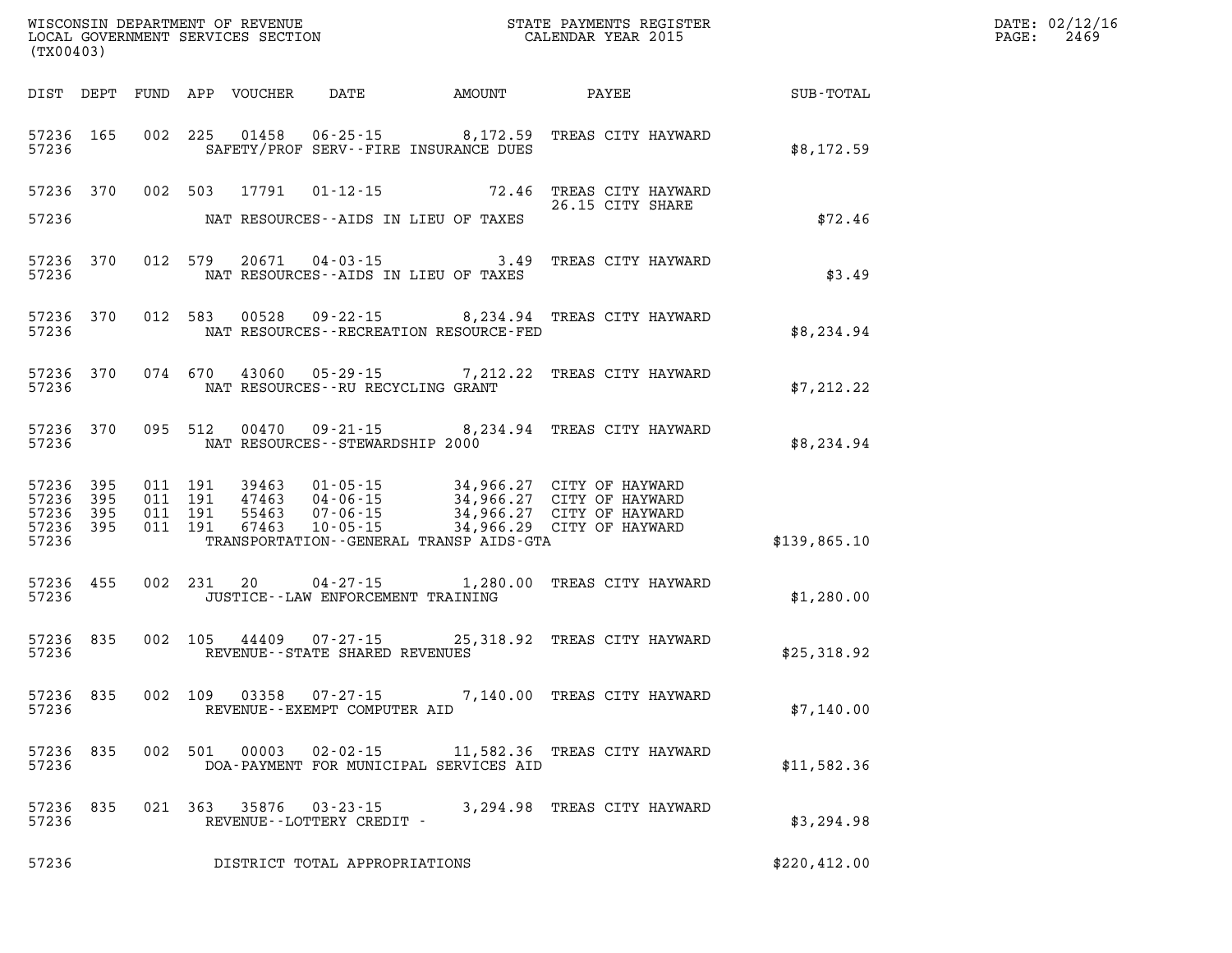WISCONSIN DEPARTMENT OF REVENUE
LOCAL GOVERNMENT SERVICES SECTION
(TX00403)

STATE PAYMENTS REGISTER
CALENDAR YEAR 2015

DATE: 02/12/16
PAGE: 2469

| DIST | DEPT | FUND | APP | VOUCHER | DATE | AMOUNT | PAYEE | SUB-TOTAL |
|---|---|---|---|---|---|---|---|---|
| 57236 | 165 | 002 | 225 | 01458 | 06-25-15 | 8,172.59 | TREAS CITY HAYWARD | |
| 57236 | | | | | SAFETY/PROF SERV--FIRE INSURANCE DUES | | | $8,172.59 |
| 57236 | 370 | 002 | 503 | 17791 | 01-12-15 | 72.46 | TREAS CITY HAYWARD | |
| | | | | | | | 26.15 CITY SHARE | |
| 57236 | | | | | NAT RESOURCES--AIDS IN LIEU OF TAXES | | | $72.46 |
| 57236 | 370 | 012 | 579 | 20671 | 04-03-15 | 3.49 | TREAS CITY HAYWARD | |
| 57236 | | | | | NAT RESOURCES--AIDS IN LIEU OF TAXES | | | $3.49 |
| 57236 | 370 | 012 | 583 | 00528 | 09-22-15 | 8,234.94 | TREAS CITY HAYWARD | |
| 57236 | | | | | NAT RESOURCES--RECREATION RESOURCE-FED | | | $8,234.94 |
| 57236 | 370 | 074 | 670 | 43060 | 05-29-15 | 7,212.22 | TREAS CITY HAYWARD | |
| 57236 | | | | | NAT RESOURCES--RU RECYCLING GRANT | | | $7,212.22 |
| 57236 | 370 | 095 | 512 | 00470 | 09-21-15 | 8,234.94 | TREAS CITY HAYWARD | |
| 57236 | | | | | NAT RESOURCES--STEWARDSHIP 2000 | | | $8,234.94 |
| 57236 | 395 | 011 | 191 | 39463 | 01-05-15 | 34,966.27 | CITY OF HAYWARD | |
| 57236 | 395 | 011 | 191 | 47463 | 04-06-15 | 34,966.27 | CITY OF HAYWARD | |
| 57236 | 395 | 011 | 191 | 55463 | 07-06-15 | 34,966.27 | CITY OF HAYWARD | |
| 57236 | 395 | 011 | 191 | 67463 | 10-05-15 | 34,966.29 | CITY OF HAYWARD | |
| 57236 | | | | | TRANSPORTATION--GENERAL TRANSP AIDS-GTA | | | $139,865.10 |
| 57236 | 455 | 002 | 231 | 20 | 04-27-15 | 1,280.00 | TREAS CITY HAYWARD | |
| 57236 | | | | | JUSTICE--LAW ENFORCEMENT TRAINING | | | $1,280.00 |
| 57236 | 835 | 002 | 105 | 44409 | 07-27-15 | 25,318.92 | TREAS CITY HAYWARD | |
| 57236 | | | | | REVENUE--STATE SHARED REVENUES | | | $25,318.92 |
| 57236 | 835 | 002 | 109 | 03358 | 07-27-15 | 7,140.00 | TREAS CITY HAYWARD | |
| 57236 | | | | | REVENUE--EXEMPT COMPUTER AID | | | $7,140.00 |
| 57236 | 835 | 002 | 501 | 00003 | 02-02-15 | 11,582.36 | TREAS CITY HAYWARD | |
| 57236 | | | | | DOA-PAYMENT FOR MUNICIPAL SERVICES AID | | | $11,582.36 |
| 57236 | 835 | 021 | 363 | 35876 | 03-23-15 | 3,294.98 | TREAS CITY HAYWARD | |
| 57236 | | | | | REVENUE--LOTTERY CREDIT - | | | $3,294.98 |
| 57236 | | | | | DISTRICT TOTAL APPROPRIATIONS | | | $220,412.00 |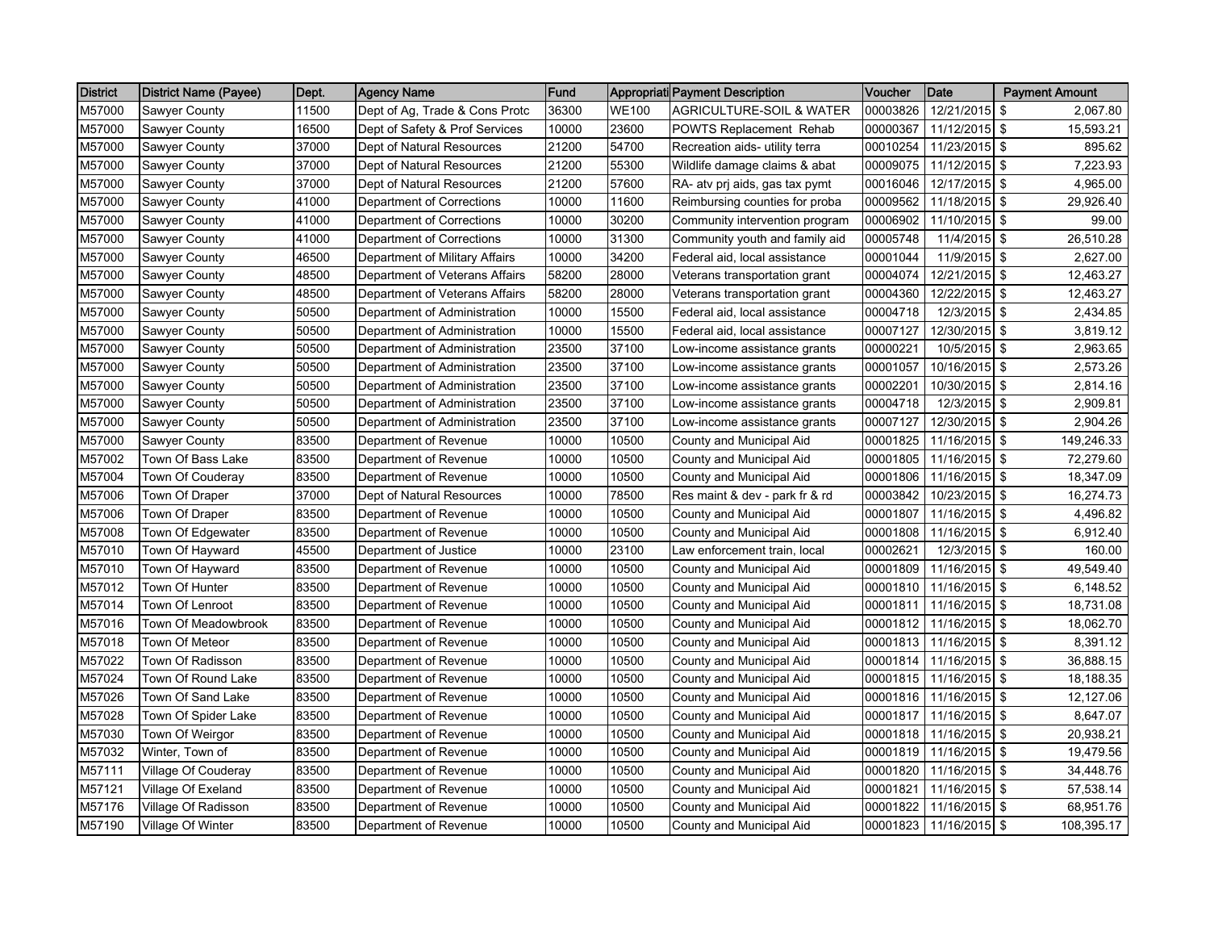| District | District Name (Payee) | Dept. | Agency Name | Fund | Appropriati | Payment Description | Voucher | Date | Payment Amount |
|---|---|---|---|---|---|---|---|---|---|
| M57000 | Sawyer County | 11500 | Dept of Ag, Trade & Cons Protc | 36300 | WE100 | AGRICULTURE-SOIL & WATER | 00003826 | 12/21/2015 | $ 2,067.80 |
| M57000 | Sawyer County | 16500 | Dept of Safety & Prof Services | 10000 | 23600 | POWTS Replacement Rehab | 00000367 | 11/12/2015 | $ 15,593.21 |
| M57000 | Sawyer County | 37000 | Dept of Natural Resources | 21200 | 54700 | Recreation aids- utility terra | 00010254 | 11/23/2015 | $ 895.62 |
| M57000 | Sawyer County | 37000 | Dept of Natural Resources | 21200 | 55300 | Wildlife damage claims & abat | 00009075 | 11/12/2015 | $ 7,223.93 |
| M57000 | Sawyer County | 37000 | Dept of Natural Resources | 21200 | 57600 | RA- atv prj aids, gas tax pymt | 00016046 | 12/17/2015 | $ 4,965.00 |
| M57000 | Sawyer County | 41000 | Department of Corrections | 10000 | 11600 | Reimbursing counties for proba | 00009562 | 11/18/2015 | $ 29,926.40 |
| M57000 | Sawyer County | 41000 | Department of Corrections | 10000 | 30200 | Community intervention program | 00006902 | 11/10/2015 | $ 99.00 |
| M57000 | Sawyer County | 41000 | Department of Corrections | 10000 | 31300 | Community youth and family aid | 00005748 | 11/4/2015 | $ 26,510.28 |
| M57000 | Sawyer County | 46500 | Department of Military Affairs | 10000 | 34200 | Federal aid, local assistance | 00001044 | 11/9/2015 | $ 2,627.00 |
| M57000 | Sawyer County | 48500 | Department of Veterans Affairs | 58200 | 28000 | Veterans transportation grant | 00004074 | 12/21/2015 | $ 12,463.27 |
| M57000 | Sawyer County | 48500 | Department of Veterans Affairs | 58200 | 28000 | Veterans transportation grant | 00004360 | 12/22/2015 | $ 12,463.27 |
| M57000 | Sawyer County | 50500 | Department of Administration | 10000 | 15500 | Federal aid, local assistance | 00004718 | 12/3/2015 | $ 2,434.85 |
| M57000 | Sawyer County | 50500 | Department of Administration | 10000 | 15500 | Federal aid, local assistance | 00007127 | 12/30/2015 | $ 3,819.12 |
| M57000 | Sawyer County | 50500 | Department of Administration | 23500 | 37100 | Low-income assistance grants | 00000221 | 10/5/2015 | $ 2,963.65 |
| M57000 | Sawyer County | 50500 | Department of Administration | 23500 | 37100 | Low-income assistance grants | 00001057 | 10/16/2015 | $ 2,573.26 |
| M57000 | Sawyer County | 50500 | Department of Administration | 23500 | 37100 | Low-income assistance grants | 00002201 | 10/30/2015 | $ 2,814.16 |
| M57000 | Sawyer County | 50500 | Department of Administration | 23500 | 37100 | Low-income assistance grants | 00004718 | 12/3/2015 | $ 2,909.81 |
| M57000 | Sawyer County | 50500 | Department of Administration | 23500 | 37100 | Low-income assistance grants | 00007127 | 12/30/2015 | $ 2,904.26 |
| M57000 | Sawyer County | 83500 | Department of Revenue | 10000 | 10500 | County and Municipal Aid | 00001825 | 11/16/2015 | $ 149,246.33 |
| M57002 | Town Of Bass Lake | 83500 | Department of Revenue | 10000 | 10500 | County and Municipal Aid | 00001805 | 11/16/2015 | $ 72,279.60 |
| M57004 | Town Of Couderay | 83500 | Department of Revenue | 10000 | 10500 | County and Municipal Aid | 00001806 | 11/16/2015 | $ 18,347.09 |
| M57006 | Town Of Draper | 37000 | Dept of Natural Resources | 10000 | 78500 | Res maint & dev - park fr & rd | 00003842 | 10/23/2015 | $ 16,274.73 |
| M57006 | Town Of Draper | 83500 | Department of Revenue | 10000 | 10500 | County and Municipal Aid | 00001807 | 11/16/2015 | $ 4,496.82 |
| M57008 | Town Of Edgewater | 83500 | Department of Revenue | 10000 | 10500 | County and Municipal Aid | 00001808 | 11/16/2015 | $ 6,912.40 |
| M57010 | Town Of Hayward | 45500 | Department of Justice | 10000 | 23100 | Law enforcement train, local | 00002621 | 12/3/2015 | $ 160.00 |
| M57010 | Town Of Hayward | 83500 | Department of Revenue | 10000 | 10500 | County and Municipal Aid | 00001809 | 11/16/2015 | $ 49,549.40 |
| M57012 | Town Of Hunter | 83500 | Department of Revenue | 10000 | 10500 | County and Municipal Aid | 00001810 | 11/16/2015 | $ 6,148.52 |
| M57014 | Town Of Lenroot | 83500 | Department of Revenue | 10000 | 10500 | County and Municipal Aid | 00001811 | 11/16/2015 | $ 18,731.08 |
| M57016 | Town Of Meadowbrook | 83500 | Department of Revenue | 10000 | 10500 | County and Municipal Aid | 00001812 | 11/16/2015 | $ 18,062.70 |
| M57018 | Town Of Meteor | 83500 | Department of Revenue | 10000 | 10500 | County and Municipal Aid | 00001813 | 11/16/2015 | $ 8,391.12 |
| M57022 | Town Of Radisson | 83500 | Department of Revenue | 10000 | 10500 | County and Municipal Aid | 00001814 | 11/16/2015 | $ 36,888.15 |
| M57024 | Town Of Round Lake | 83500 | Department of Revenue | 10000 | 10500 | County and Municipal Aid | 00001815 | 11/16/2015 | $ 18,188.35 |
| M57026 | Town Of Sand Lake | 83500 | Department of Revenue | 10000 | 10500 | County and Municipal Aid | 00001816 | 11/16/2015 | $ 12,127.06 |
| M57028 | Town Of Spider Lake | 83500 | Department of Revenue | 10000 | 10500 | County and Municipal Aid | 00001817 | 11/16/2015 | $ 8,647.07 |
| M57030 | Town Of Weirgor | 83500 | Department of Revenue | 10000 | 10500 | County and Municipal Aid | 00001818 | 11/16/2015 | $ 20,938.21 |
| M57032 | Winter, Town of | 83500 | Department of Revenue | 10000 | 10500 | County and Municipal Aid | 00001819 | 11/16/2015 | $ 19,479.56 |
| M57111 | Village Of Couderay | 83500 | Department of Revenue | 10000 | 10500 | County and Municipal Aid | 00001820 | 11/16/2015 | $ 34,448.76 |
| M57121 | Village Of Exeland | 83500 | Department of Revenue | 10000 | 10500 | County and Municipal Aid | 00001821 | 11/16/2015 | $ 57,538.14 |
| M57176 | Village Of Radisson | 83500 | Department of Revenue | 10000 | 10500 | County and Municipal Aid | 00001822 | 11/16/2015 | $ 68,951.76 |
| M57190 | Village Of Winter | 83500 | Department of Revenue | 10000 | 10500 | County and Municipal Aid | 00001823 | 11/16/2015 | $ 108,395.17 |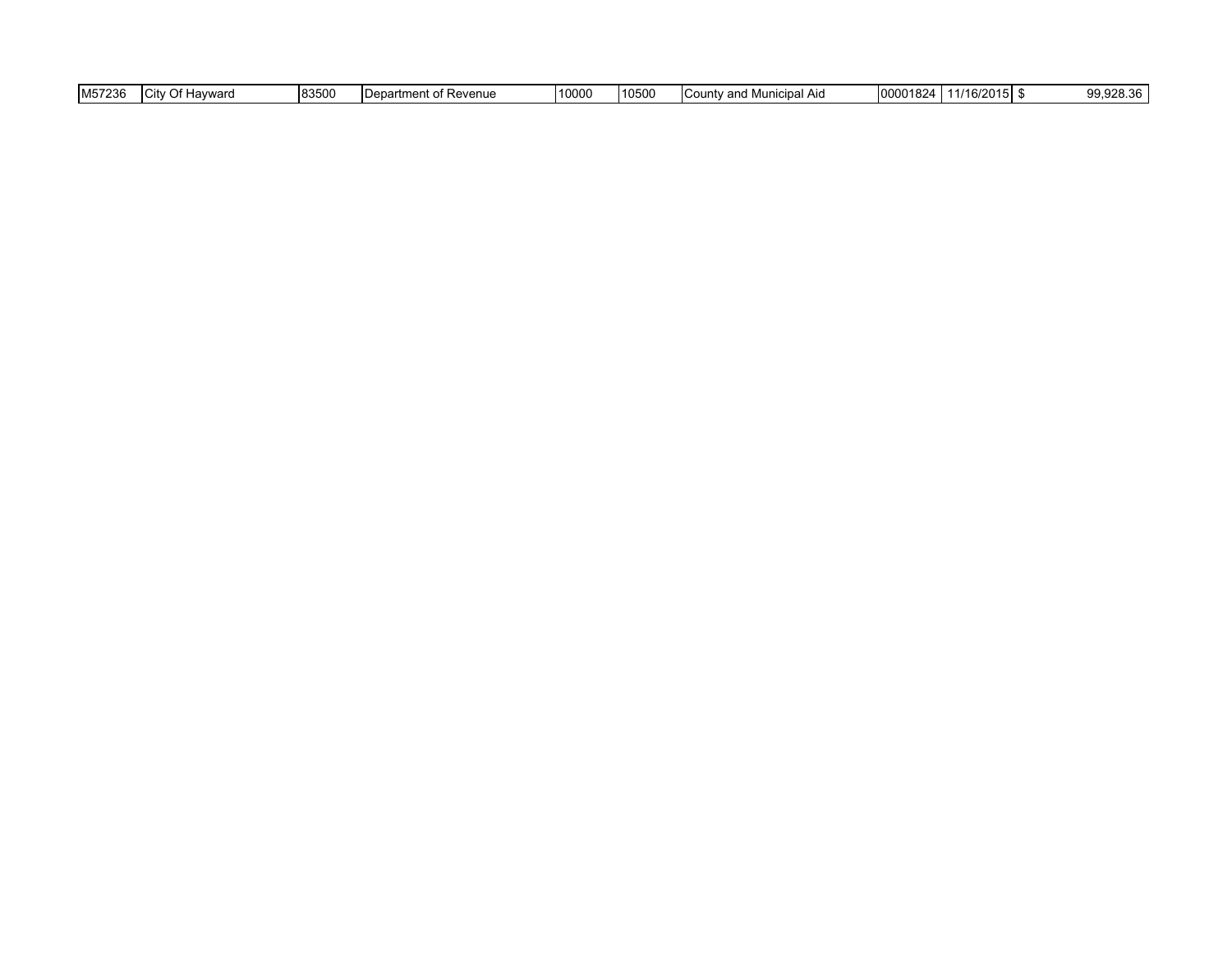| | | | | | | | | | | |
|---|---|---|---|---|---|---|---|---|---|---|
| M57236 | City Of Hayward | 83500 | Department of Revenue | 10000 | 10500 | County and Municipal Aid | 00001824 | 11/16/2015 | $ | 99,928.36 |